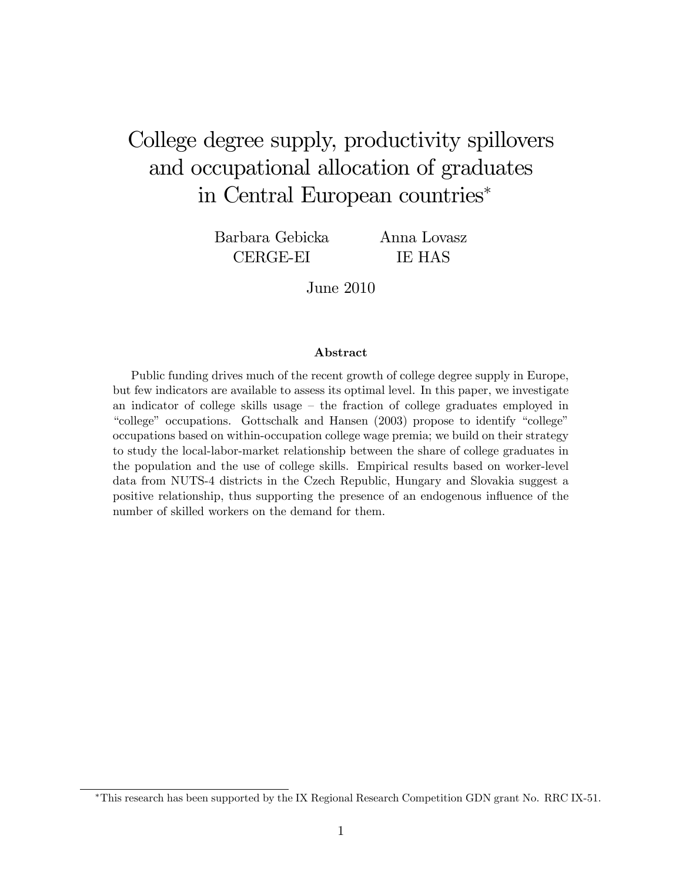# College degree supply, productivity spillovers and occupational allocation of graduates in Central European countries*

Barbara Gebicka
CERGE-EI

Anna Lovasz
IE HAS

June 2010

### Abstract

Public funding drives much of the recent growth of college degree supply in Europe, but few indicators are available to assess its optimal level. In this paper, we investigate an indicator of college skills usage – the fraction of college graduates employed in "college" occupations. Gottschalk and Hansen (2003) propose to identify "college" occupations based on within-occupation college wage premia; we build on their strategy to study the local-labor-market relationship between the share of college graduates in the population and the use of college skills. Empirical results based on worker-level data from NUTS-4 districts in the Czech Republic, Hungary and Slovakia suggest a positive relationship, thus supporting the presence of an endogenous influence of the number of skilled workers on the demand for them.

---

*This research has been supported by the IX Regional Research Competition GDN grant No. RRC IX-51.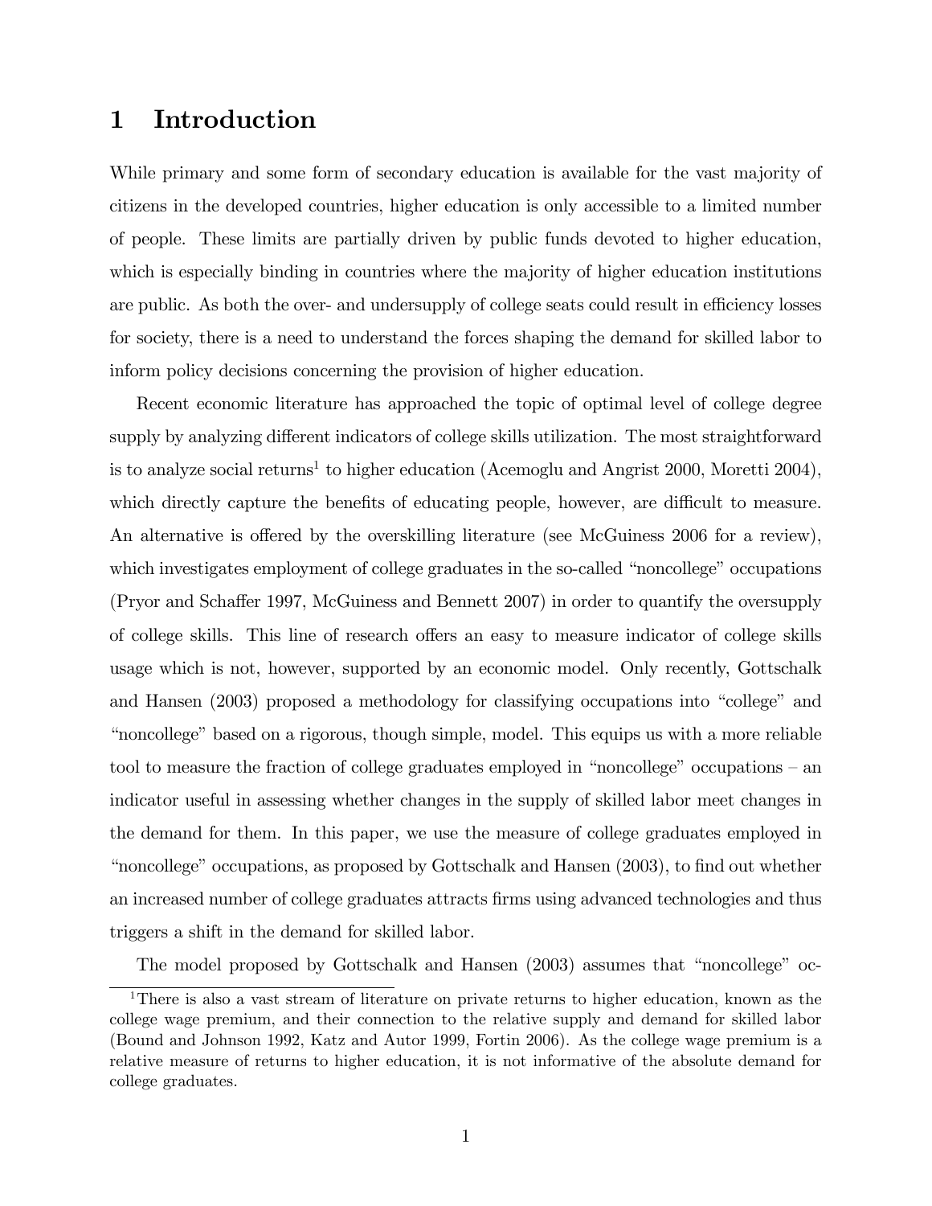# 1 Introduction

While primary and some form of secondary education is available for the vast majority of citizens in the developed countries, higher education is only accessible to a limited number of people. These limits are partially driven by public funds devoted to higher education, which is especially binding in countries where the majority of higher education institutions are public. As both the over- and undersupply of college seats could result in efficiency losses for society, there is a need to understand the forces shaping the demand for skilled labor to inform policy decisions concerning the provision of higher education.

Recent economic literature has approached the topic of optimal level of college degree supply by analyzing different indicators of college skills utilization. The most straightforward is to analyze social returns[1] to higher education (Acemoglu and Angrist 2000, Moretti 2004), which directly capture the benefits of educating people, however, are difficult to measure. An alternative is offered by the overskilling literature (see McGuiness 2006 for a review), which investigates employment of college graduates in the so-called "noncollege" occupations (Pryor and Schaffer 1997, McGuiness and Bennett 2007) in order to quantify the oversupply of college skills. This line of research offers an easy to measure indicator of college skills usage which is not, however, supported by an economic model. Only recently, Gottschalk and Hansen (2003) proposed a methodology for classifying occupations into "college" and "noncollege" based on a rigorous, though simple, model. This equips us with a more reliable tool to measure the fraction of college graduates employed in "noncollege" occupations – an indicator useful in assessing whether changes in the supply of skilled labor meet changes in the demand for them. In this paper, we use the measure of college graduates employed in "noncollege" occupations, as proposed by Gottschalk and Hansen (2003), to find out whether an increased number of college graduates attracts firms using advanced technologies and thus triggers a shift in the demand for skilled labor.

The model proposed by Gottschalk and Hansen (2003) assumes that "noncollege" oc-

[1] There is also a vast stream of literature on private returns to higher education, known as the college wage premium, and their connection to the relative supply and demand for skilled labor (Bound and Johnson 1992, Katz and Autor 1999, Fortin 2006). As the college wage premium is a relative measure of returns to higher education, it is not informative of the absolute demand for college graduates.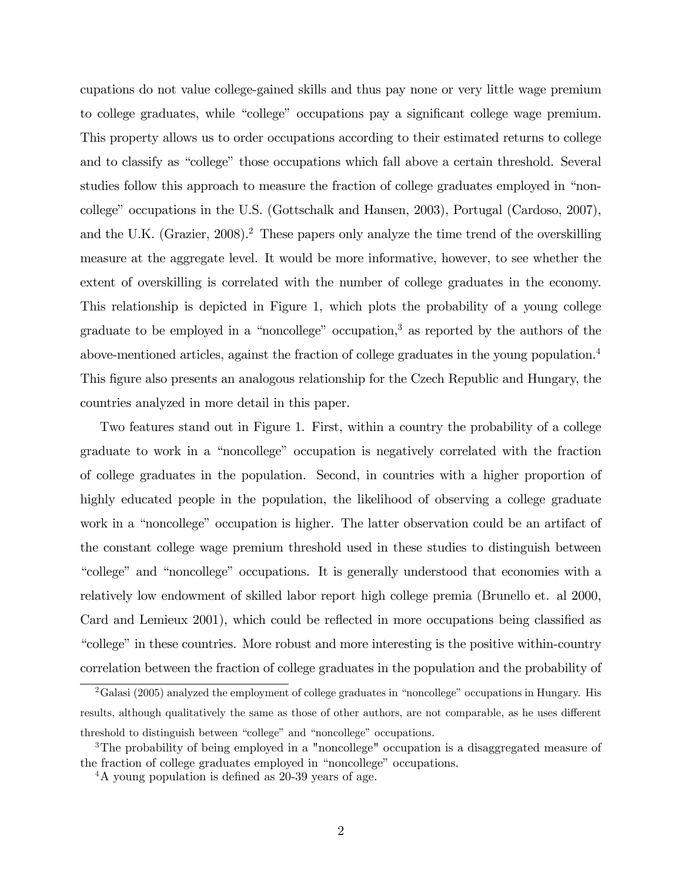cupations do not value college-gained skills and thus pay none or very little wage premium to college graduates, while "college" occupations pay a significant college wage premium. This property allows us to order occupations according to their estimated returns to college and to classify as "college" those occupations which fall above a certain threshold. Several studies follow this approach to measure the fraction of college graduates employed in "noncollege" occupations in the U.S. (Gottschalk and Hansen, 2003), Portugal (Cardoso, 2007), and the U.K. (Grazier, 2008).[2] These papers only analyze the time trend of the overskilling measure at the aggregate level. It would be more informative, however, to see whether the extent of overskilling is correlated with the number of college graduates in the economy. This relationship is depicted in Figure 1, which plots the probability of a young college graduate to be employed in a "noncollege" occupation,[3] as reported by the authors of the above-mentioned articles, against the fraction of college graduates in the young population.[4] This figure also presents an analogous relationship for the Czech Republic and Hungary, the countries analyzed in more detail in this paper.

Two features stand out in Figure 1. First, within a country the probability of a college graduate to work in a "noncollege" occupation is negatively correlated with the fraction of college graduates in the population. Second, in countries with a higher proportion of highly educated people in the population, the likelihood of observing a college graduate work in a "noncollege" occupation is higher. The latter observation could be an artifact of the constant college wage premium threshold used in these studies to distinguish between "college" and "noncollege" occupations. It is generally understood that economies with a relatively low endowment of skilled labor report high college premia (Brunello et. al 2000, Card and Lemieux 2001), which could be reflected in more occupations being classified as "college" in these countries. More robust and more interesting is the positive within-country correlation between the fraction of college graduates in the population and the probability of

[2] Galasi (2005) analyzed the employment of college graduates in "noncollege" occupations in Hungary. His results, although qualitatively the same as those of other authors, are not comparable, as he uses different threshold to distinguish between "college" and "noncollege" occupations.

[3] The probability of being employed in a "noncollege" occupation is a disaggregated measure of the fraction of college graduates employed in "noncollege" occupations.

[4] A young population is defined as 20-39 years of age.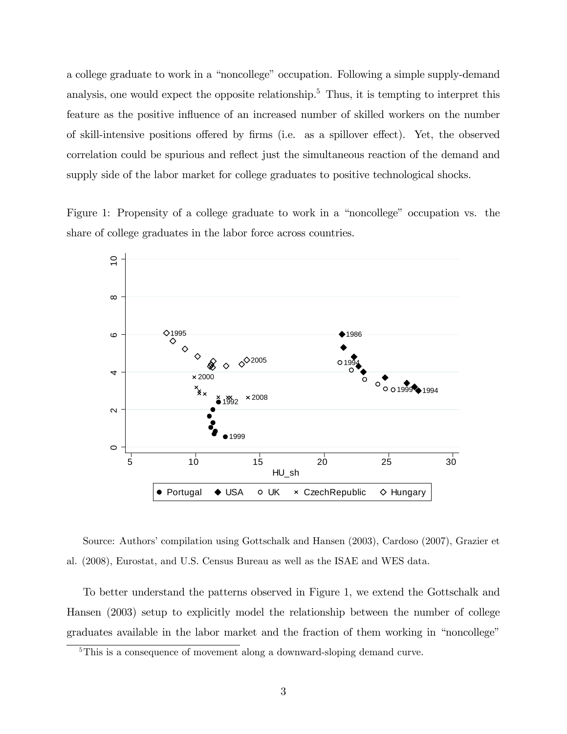a college graduate to work in a "noncollege" occupation. Following a simple supply-demand analysis, one would expect the opposite relationship.[5] Thus, it is tempting to interpret this feature as the positive influence of an increased number of skilled workers on the number of skill-intensive positions offered by firms (i.e. as a spillover effect). Yet, the observed correlation could be spurious and reflect just the simultaneous reaction of the demand and supply side of the labor market for college graduates to positive technological shocks.

Figure 1: Propensity of a college graduate to work in a "noncollege" occupation vs. the share of college graduates in the labor force across countries.

Source: Authors' compilation using Gottschalk and Hansen (2003), Cardoso (2007), Grazier et al. (2008), Eurostat, and U.S. Census Bureau as well as the ISAE and WES data.

To better understand the patterns observed in Figure 1, we extend the Gottschalk and Hansen (2003) setup to explicitly model the relationship between the number of college graduates available in the labor market and the fraction of them working in "noncollege"

[5]This is a consequence of movement along a downward-sloping demand curve.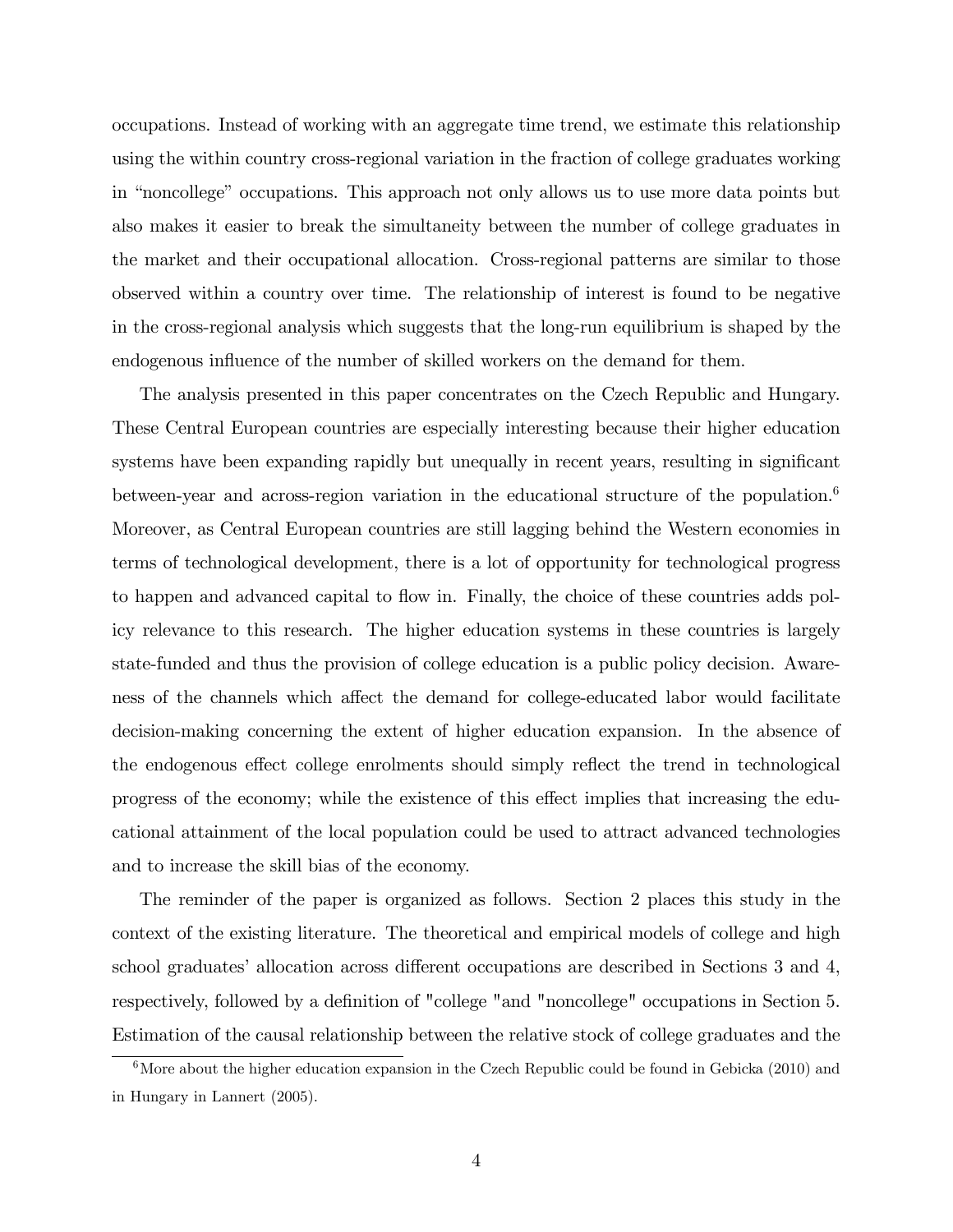occupations. Instead of working with an aggregate time trend, we estimate this relationship using the within country cross-regional variation in the fraction of college graduates working in "noncollege" occupations. This approach not only allows us to use more data points but also makes it easier to break the simultaneity between the number of college graduates in the market and their occupational allocation. Cross-regional patterns are similar to those observed within a country over time. The relationship of interest is found to be negative in the cross-regional analysis which suggests that the long-run equilibrium is shaped by the endogenous influence of the number of skilled workers on the demand for them.

The analysis presented in this paper concentrates on the Czech Republic and Hungary. These Central European countries are especially interesting because their higher education systems have been expanding rapidly but unequally in recent years, resulting in significant between-year and across-region variation in the educational structure of the population.[6] Moreover, as Central European countries are still lagging behind the Western economies in terms of technological development, there is a lot of opportunity for technological progress to happen and advanced capital to flow in. Finally, the choice of these countries adds policy relevance to this research. The higher education systems in these countries is largely state-funded and thus the provision of college education is a public policy decision. Awareness of the channels which affect the demand for college-educated labor would facilitate decision-making concerning the extent of higher education expansion. In the absence of the endogenous effect college enrolments should simply reflect the trend in technological progress of the economy; while the existence of this effect implies that increasing the educational attainment of the local population could be used to attract advanced technologies and to increase the skill bias of the economy.

The reminder of the paper is organized as follows. Section 2 places this study in the context of the existing literature. The theoretical and empirical models of college and high school graduates' allocation across different occupations are described in Sections 3 and 4, respectively, followed by a definition of "college "and "noncollege" occupations in Section 5. Estimation of the causal relationship between the relative stock of college graduates and the

[6] More about the higher education expansion in the Czech Republic could be found in Gebicka (2010) and in Hungary in Lannert (2005).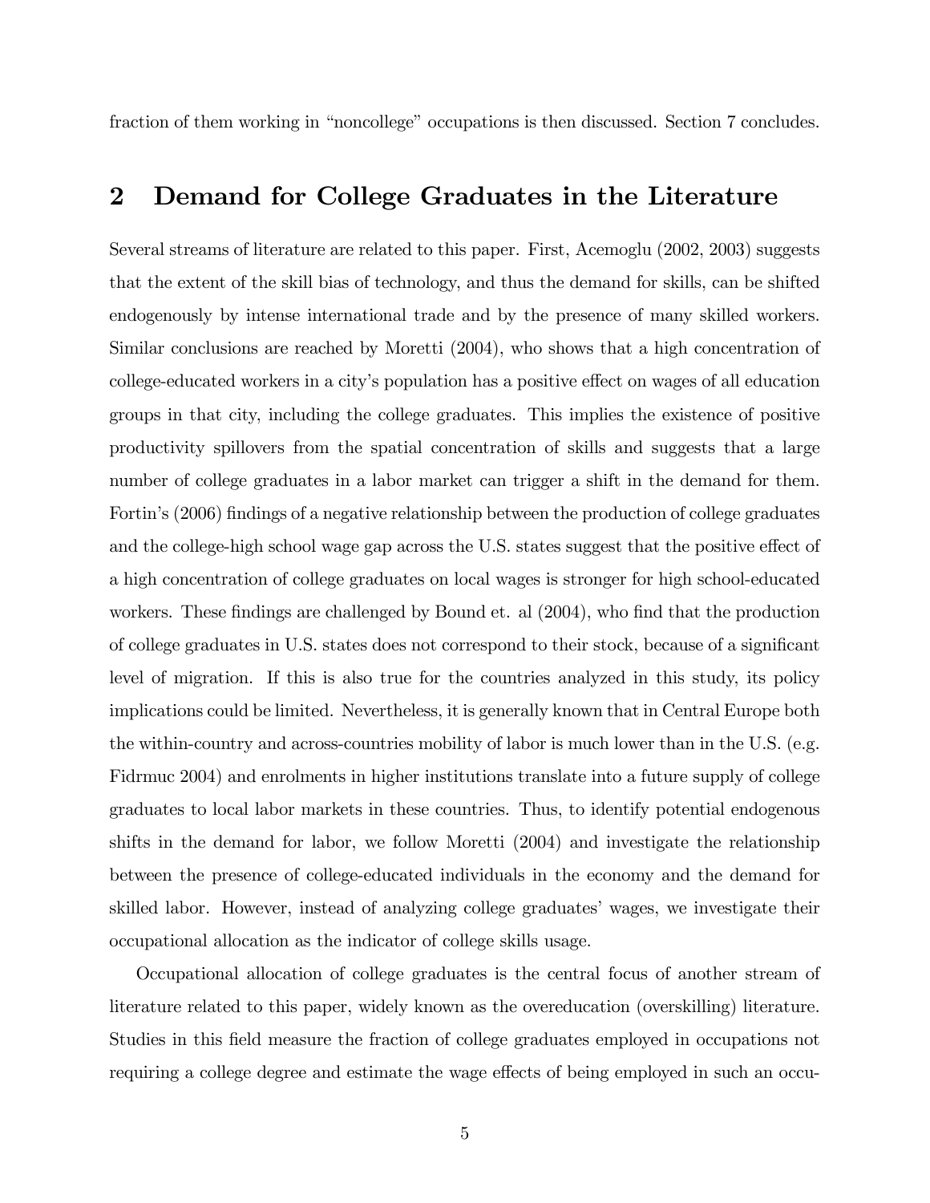fraction of them working in "noncollege" occupations is then discussed. Section 7 concludes.

## 2 Demand for College Graduates in the Literature

Several streams of literature are related to this paper. First, Acemoglu (2002, 2003) suggests that the extent of the skill bias of technology, and thus the demand for skills, can be shifted endogenously by intense international trade and by the presence of many skilled workers. Similar conclusions are reached by Moretti (2004), who shows that a high concentration of college-educated workers in a city's population has a positive effect on wages of all education groups in that city, including the college graduates. This implies the existence of positive productivity spillovers from the spatial concentration of skills and suggests that a large number of college graduates in a labor market can trigger a shift in the demand for them. Fortin's (2006) findings of a negative relationship between the production of college graduates and the college-high school wage gap across the U.S. states suggest that the positive effect of a high concentration of college graduates on local wages is stronger for high school-educated workers. These findings are challenged by Bound et. al (2004), who find that the production of college graduates in U.S. states does not correspond to their stock, because of a significant level of migration. If this is also true for the countries analyzed in this study, its policy implications could be limited. Nevertheless, it is generally known that in Central Europe both the within-country and across-countries mobility of labor is much lower than in the U.S. (e.g. Fidrmuc 2004) and enrolments in higher institutions translate into a future supply of college graduates to local labor markets in these countries. Thus, to identify potential endogenous shifts in the demand for labor, we follow Moretti (2004) and investigate the relationship between the presence of college-educated individuals in the economy and the demand for skilled labor. However, instead of analyzing college graduates' wages, we investigate their occupational allocation as the indicator of college skills usage.

Occupational allocation of college graduates is the central focus of another stream of literature related to this paper, widely known as the overeducation (overskilling) literature. Studies in this field measure the fraction of college graduates employed in occupations not requiring a college degree and estimate the wage effects of being employed in such an occu-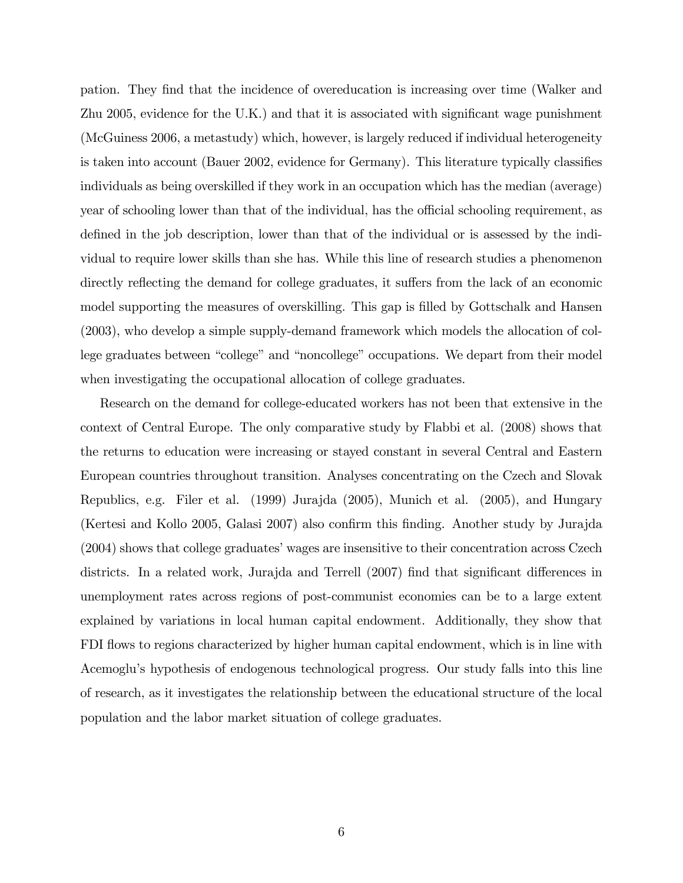pation. They find that the incidence of overeducation is increasing over time (Walker and Zhu 2005, evidence for the U.K.) and that it is associated with significant wage punishment (McGuiness 2006, a metastudy) which, however, is largely reduced if individual heterogeneity is taken into account (Bauer 2002, evidence for Germany). This literature typically classifies individuals as being overskilled if they work in an occupation which has the median (average) year of schooling lower than that of the individual, has the official schooling requirement, as defined in the job description, lower than that of the individual or is assessed by the individual to require lower skills than she has. While this line of research studies a phenomenon directly reflecting the demand for college graduates, it suffers from the lack of an economic model supporting the measures of overskilling. This gap is filled by Gottschalk and Hansen (2003), who develop a simple supply-demand framework which models the allocation of college graduates between "college" and "noncollege" occupations. We depart from their model when investigating the occupational allocation of college graduates.

Research on the demand for college-educated workers has not been that extensive in the context of Central Europe. The only comparative study by Flabbi et al. (2008) shows that the returns to education were increasing or stayed constant in several Central and Eastern European countries throughout transition. Analyses concentrating on the Czech and Slovak Republics, e.g. Filer et al. (1999) Jurajda (2005), Munich et al. (2005), and Hungary (Kertesi and Kollo 2005, Galasi 2007) also confirm this finding. Another study by Jurajda (2004) shows that college graduates' wages are insensitive to their concentration across Czech districts. In a related work, Jurajda and Terrell (2007) find that significant differences in unemployment rates across regions of post-communist economies can be to a large extent explained by variations in local human capital endowment. Additionally, they show that FDI flows to regions characterized by higher human capital endowment, which is in line with Acemoglu's hypothesis of endogenous technological progress. Our study falls into this line of research, as it investigates the relationship between the educational structure of the local population and the labor market situation of college graduates.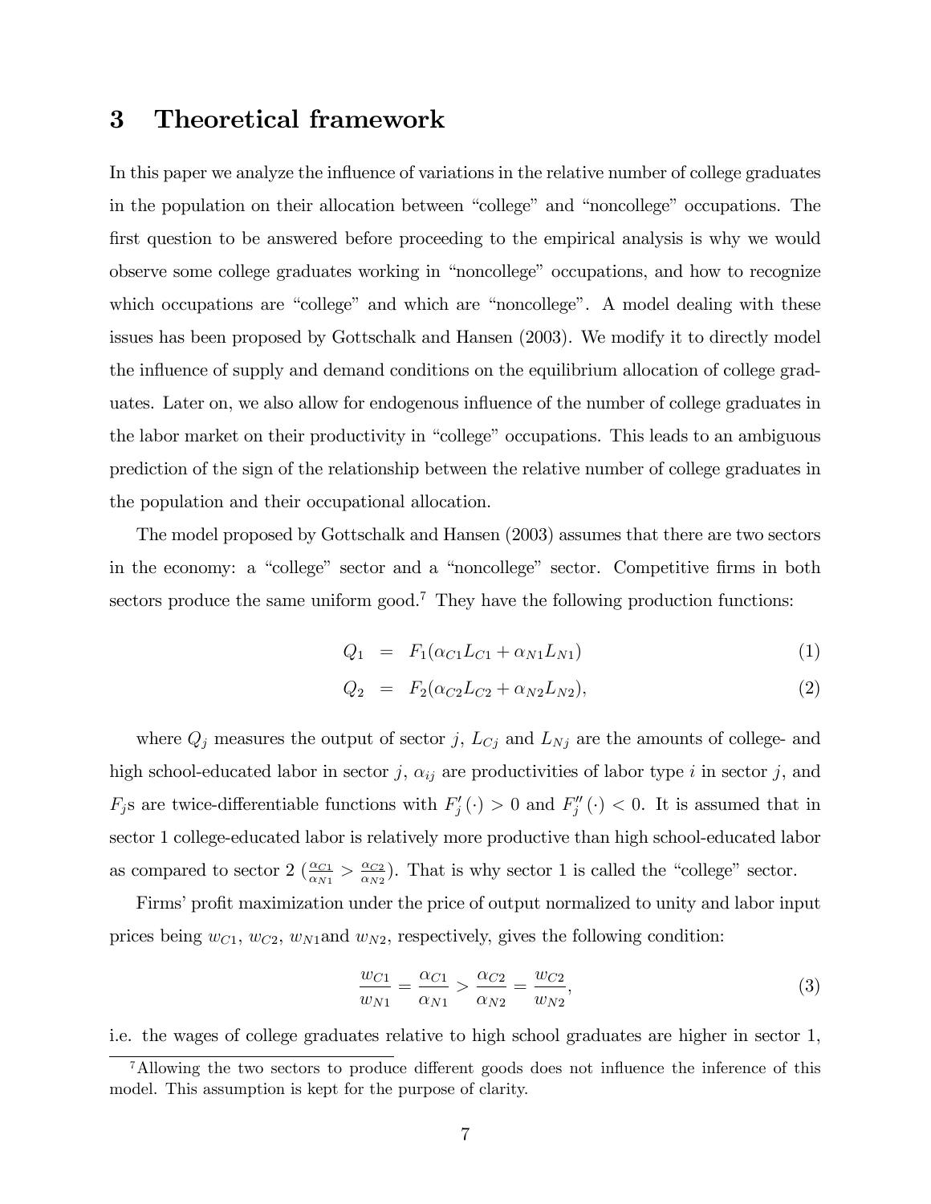# 3 Theoretical framework

In this paper we analyze the influence of variations in the relative number of college graduates in the population on their allocation between "college" and "noncollege" occupations. The first question to be answered before proceeding to the empirical analysis is why we would observe some college graduates working in "noncollege" occupations, and how to recognize which occupations are "college" and which are "noncollege". A model dealing with these issues has been proposed by Gottschalk and Hansen (2003). We modify it to directly model the influence of supply and demand conditions on the equilibrium allocation of college graduates. Later on, we also allow for endogenous influence of the number of college graduates in the labor market on their productivity in "college" occupations. This leads to an ambiguous prediction of the sign of the relationship between the relative number of college graduates in the population and their occupational allocation.

The model proposed by Gottschalk and Hansen (2003) assumes that there are two sectors in the economy: a "college" sector and a "noncollege" sector. Competitive firms in both sectors produce the same uniform good.[7] They have the following production functions:

$$Q_1 = F_1(\alpha_{C1}L_{C1} + \alpha_{N1}L_{N1}) \tag{1}$$

$$Q_2 = F_2(\alpha_{C2}L_{C2} + \alpha_{N2}L_{N2}), \tag{2}$$

where $Q_j$ measures the output of sector $j$, $L_{Cj}$ and $L_{Nj}$ are the amounts of college- and high school-educated labor in sector $j$, $\alpha_{ij}$ are productivities of labor type $i$ in sector $j$, and $F_j$s are twice-differentiable functions with $F_j'(\cdot) > 0$ and $F_j''(\cdot) < 0$. It is assumed that in sector 1 college-educated labor is relatively more productive than high school-educated labor as compared to sector 2 ($\frac{\alpha_{C1}}{\alpha_{N1}} > \frac{\alpha_{C2}}{\alpha_{N2}}$). That is why sector 1 is called the "college" sector.

Firms' profit maximization under the price of output normalized to unity and labor input prices being $w_{C1}$, $w_{C2}$, $w_{N1}$ and $w_{N2}$, respectively, gives the following condition:

$$\frac{w_{C1}}{w_{N1}} = \frac{\alpha_{C1}}{\alpha_{N1}} > \frac{\alpha_{C2}}{\alpha_{N2}} = \frac{w_{C2}}{w_{N2}}, \tag{3}$$

i.e. the wages of college graduates relative to high school graduates are higher in sector 1,

[7] Allowing the two sectors to produce different goods does not influence the inference of this model. This assumption is kept for the purpose of clarity.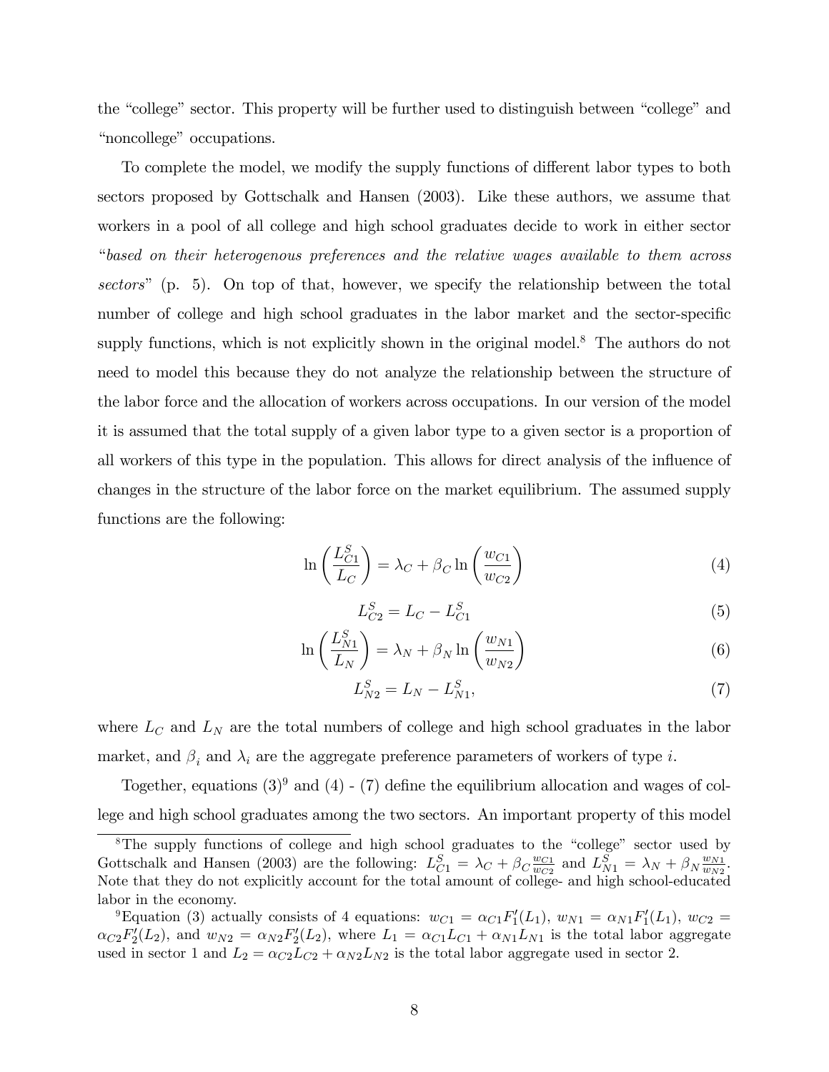the "college" sector. This property will be further used to distinguish between "college" and "noncollege" occupations.

To complete the model, we modify the supply functions of different labor types to both sectors proposed by Gottschalk and Hansen (2003). Like these authors, we assume that workers in a pool of all college and high school graduates decide to work in either sector "*based on their heterogenous preferences and the relative wages available to them across sectors*" (p. 5). On top of that, however, we specify the relationship between the total number of college and high school graduates in the labor market and the sector-specific supply functions, which is not explicitly shown in the original model.[8] The authors do not need to model this because they do not analyze the relationship between the structure of the labor force and the allocation of workers across occupations. In our version of the model it is assumed that the total supply of a given labor type to a given sector is a proportion of all workers of this type in the population. This allows for direct analysis of the influence of changes in the structure of the labor force on the market equilibrium. The assumed supply functions are the following:

$$\ln\left(\frac{L_{C1}^S}{L_C}\right) = \lambda_C + \beta_C \ln\left(\frac{w_{C1}}{w_{C2}}\right) \tag{4}$$

$$L_{C2}^S = L_C - L_{C1}^S \tag{5}$$

$$\ln\left(\frac{L_{N1}^S}{L_N}\right) = \lambda_N + \beta_N \ln\left(\frac{w_{N1}}{w_{N2}}\right) \tag{6}$$

$$L_{N2}^S = L_N - L_{N1}^S, \tag{7}$$

where $L_C$ and $L_N$ are the total numbers of college and high school graduates in the labor market, and $\beta_i$ and $\lambda_i$ are the aggregate preference parameters of workers of type $i$.

Together, equations (3)[9] and (4) - (7) define the equilibrium allocation and wages of college and high school graduates among the two sectors. An important property of this model

[8] The supply functions of college and high school graduates to the "college" sector used by Gottschalk and Hansen (2003) are the following: $L_{C1}^S = \lambda_C + \beta_C \frac{w_{C1}}{w_{C2}}$ and $L_{N1}^S = \lambda_N + \beta_N \frac{w_{N1}}{w_{N2}}$. Note that they do not explicitly account for the total amount of college- and high school-educated labor in the economy.

[9] Equation (3) actually consists of 4 equations: $w_{C1} = \alpha_{C1} F_1'(L_1)$, $w_{N1} = \alpha_{N1} F_1'(L_1)$, $w_{C2} = \alpha_{C2} F_2'(L_2)$, and $w_{N2} = \alpha_{N2} F_2'(L_2)$, where $L_1 = \alpha_{C1} L_{C1} + \alpha_{N1} L_{N1}$ is the total labor aggregate used in sector 1 and $L_2 = \alpha_{C2} L_{C2} + \alpha_{N2} L_{N2}$ is the total labor aggregate used in sector 2.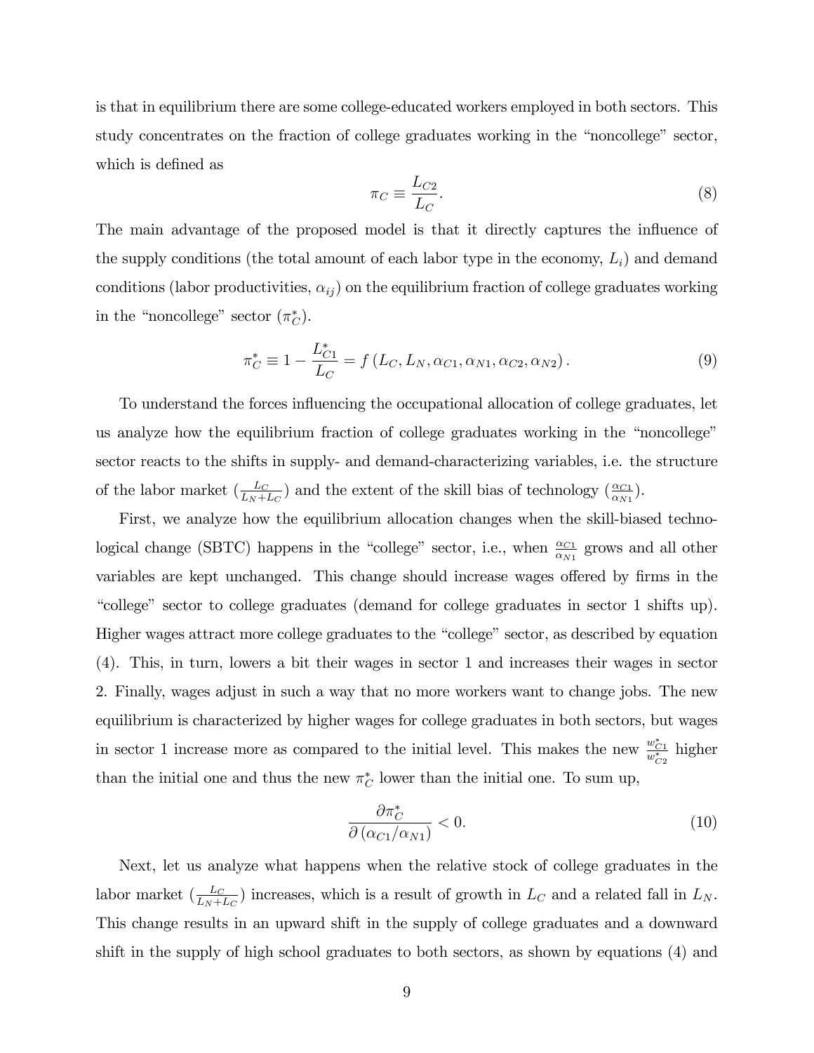is that in equilibrium there are some college-educated workers employed in both sectors. This study concentrates on the fraction of college graduates working in the "noncollege" sector, which is defined as

$$\pi_C \equiv \frac{L_{C2}}{L_C}. \tag{8}$$

The main advantage of the proposed model is that it directly captures the influence of the supply conditions (the total amount of each labor type in the economy, $L_i$) and demand conditions (labor productivities, $\alpha_{ij}$) on the equilibrium fraction of college graduates working in the "noncollege" sector ($\pi_C^*$).

$$\pi_C^* \equiv 1 - \frac{L_{C1}^*}{L_C} = f\left(L_C, L_N, \alpha_{C1}, \alpha_{N1}, \alpha_{C2}, \alpha_{N2}\right). \tag{9}$$

To understand the forces influencing the occupational allocation of college graduates, let us analyze how the equilibrium fraction of college graduates working in the "noncollege" sector reacts to the shifts in supply- and demand-characterizing variables, i.e. the structure of the labor market ($\frac{L_C}{L_N+L_C}$) and the extent of the skill bias of technology ($\frac{\alpha_{C1}}{\alpha_{N1}}$).

First, we analyze how the equilibrium allocation changes when the skill-biased technological change (SBTC) happens in the "college" sector, i.e., when $\frac{\alpha_{C1}}{\alpha_{N1}}$ grows and all other variables are kept unchanged. This change should increase wages offered by firms in the "college" sector to college graduates (demand for college graduates in sector 1 shifts up). Higher wages attract more college graduates to the "college" sector, as described by equation (4). This, in turn, lowers a bit their wages in sector 1 and increases their wages in sector 2. Finally, wages adjust in such a way that no more workers want to change jobs. The new equilibrium is characterized by higher wages for college graduates in both sectors, but wages in sector 1 increase more as compared to the initial level. This makes the new $\frac{w_{C1}^*}{w_{C2}^*}$ higher than the initial one and thus the new $\pi_C^*$ lower than the initial one. To sum up,

$$\frac{\partial \pi_C^*}{\partial \left(\alpha_{C1}/\alpha_{N1}\right)} < 0. \tag{10}$$

Next, let us analyze what happens when the relative stock of college graduates in the labor market ($\frac{L_C}{L_N+L_C}$) increases, which is a result of growth in $L_C$ and a related fall in $L_N$. This change results in an upward shift in the supply of college graduates and a downward shift in the supply of high school graduates to both sectors, as shown by equations (4) and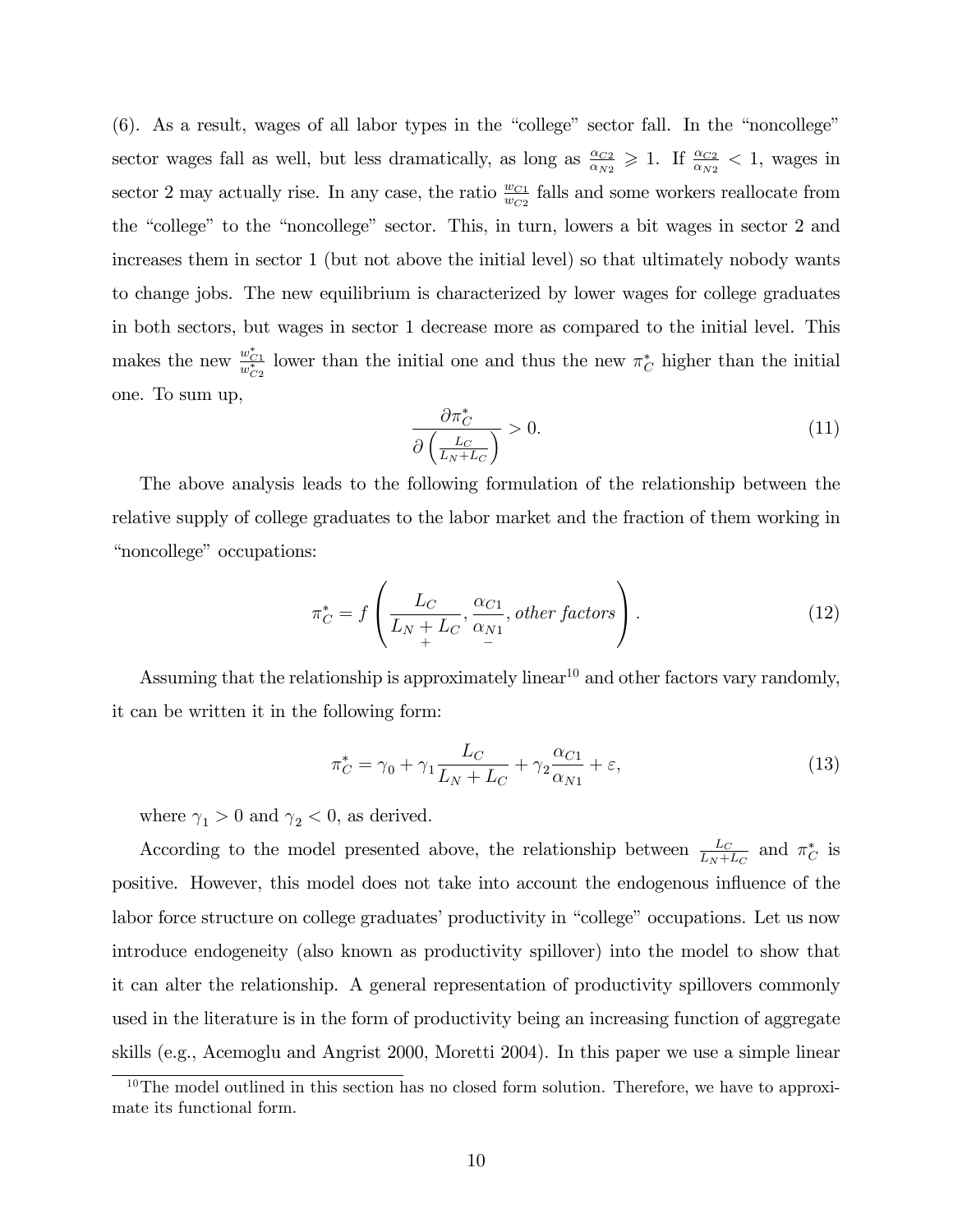(6). As a result, wages of all labor types in the "college" sector fall. In the "noncollege" sector wages fall as well, but less dramatically, as long as $\frac{\alpha_{C2}}{\alpha_{N2}} \geqslant 1$. If $\frac{\alpha_{C2}}{\alpha_{N2}} < 1$, wages in sector 2 may actually rise. In any case, the ratio $\frac{w_{C1}}{w_{C2}}$ falls and some workers reallocate from the "college" to the "noncollege" sector. This, in turn, lowers a bit wages in sector 2 and increases them in sector 1 (but not above the initial level) so that ultimately nobody wants to change jobs. The new equilibrium is characterized by lower wages for college graduates in both sectors, but wages in sector 1 decrease more as compared to the initial level. This makes the new $\frac{w^*_{C1}}{w^*_{C2}}$ lower than the initial one and thus the new $\pi^*_C$ higher than the initial one. To sum up,

$$\frac{\partial \pi^*_C}{\partial \left(\frac{L_C}{L_N+L_C}\right)} > 0. \tag{11}$$

The above analysis leads to the following formulation of the relationship between the relative supply of college graduates to the labor market and the fraction of them working in "noncollege" occupations:

$$\pi^*_C = f\left(\underset{+}{\frac{L_C}{L_N+L_C}}, \underset{-}{\frac{\alpha_{C1}}{\alpha_{N1}}}, \textit{other factors}\right). \tag{12}$$

Assuming that the relationship is approximately linear[10] and other factors vary randomly, it can be written it in the following form:

$$\pi^*_C = \gamma_0 + \gamma_1 \frac{L_C}{L_N+L_C} + \gamma_2 \frac{\alpha_{C1}}{\alpha_{N1}} + \varepsilon, \tag{13}$$

where $\gamma_1 > 0$ and $\gamma_2 < 0$, as derived.

According to the model presented above, the relationship between $\frac{L_C}{L_N+L_C}$ and $\pi^*_C$ is positive. However, this model does not take into account the endogenous influence of the labor force structure on college graduates' productivity in "college" occupations. Let us now introduce endogeneity (also known as productivity spillover) into the model to show that it can alter the relationship. A general representation of productivity spillovers commonly used in the literature is in the form of productivity being an increasing function of aggregate skills (e.g., Acemoglu and Angrist 2000, Moretti 2004). In this paper we use a simple linear

[10] The model outlined in this section has no closed form solution. Therefore, we have to approximate its functional form.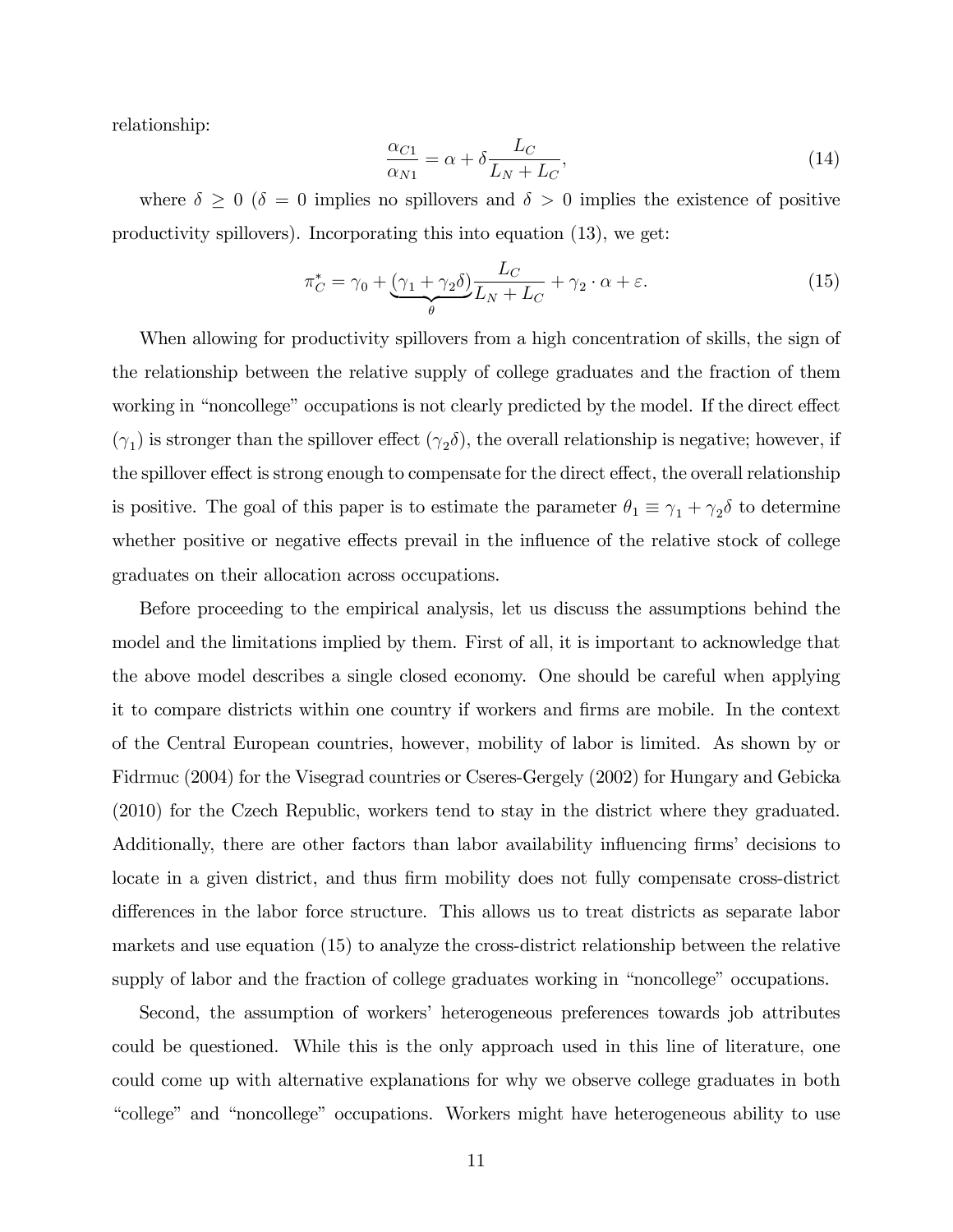relationship:

$$\frac{\alpha_{C1}}{\alpha_{N1}} = \alpha + \delta \frac{L_C}{L_N + L_C}, \tag{14}$$

where $\delta \geq 0$ ($\delta = 0$ implies no spillovers and $\delta > 0$ implies the existence of positive productivity spillovers). Incorporating this into equation (13), we get:

$$\pi_C^* = \gamma_0 + \underbrace{(\gamma_1 + \gamma_2 \delta)}_{\theta} \frac{L_C}{L_N + L_C} + \gamma_2 \cdot \alpha + \varepsilon. \tag{15}$$

When allowing for productivity spillovers from a high concentration of skills, the sign of the relationship between the relative supply of college graduates and the fraction of them working in "noncollege" occupations is not clearly predicted by the model. If the direct effect ($\gamma_1$) is stronger than the spillover effect ($\gamma_2 \delta$), the overall relationship is negative; however, if the spillover effect is strong enough to compensate for the direct effect, the overall relationship is positive. The goal of this paper is to estimate the parameter $\theta_1 \equiv \gamma_1 + \gamma_2 \delta$ to determine whether positive or negative effects prevail in the influence of the relative stock of college graduates on their allocation across occupations.

Before proceeding to the empirical analysis, let us discuss the assumptions behind the model and the limitations implied by them. First of all, it is important to acknowledge that the above model describes a single closed economy. One should be careful when applying it to compare districts within one country if workers and firms are mobile. In the context of the Central European countries, however, mobility of labor is limited. As shown by or Fidrmuc (2004) for the Visegrad countries or Cseres-Gergely (2002) for Hungary and Gebicka (2010) for the Czech Republic, workers tend to stay in the district where they graduated. Additionally, there are other factors than labor availability influencing firms' decisions to locate in a given district, and thus firm mobility does not fully compensate cross-district differences in the labor force structure. This allows us to treat districts as separate labor markets and use equation (15) to analyze the cross-district relationship between the relative supply of labor and the fraction of college graduates working in "noncollege" occupations.

Second, the assumption of workers' heterogeneous preferences towards job attributes could be questioned. While this is the only approach used in this line of literature, one could come up with alternative explanations for why we observe college graduates in both "college" and "noncollege" occupations. Workers might have heterogeneous ability to use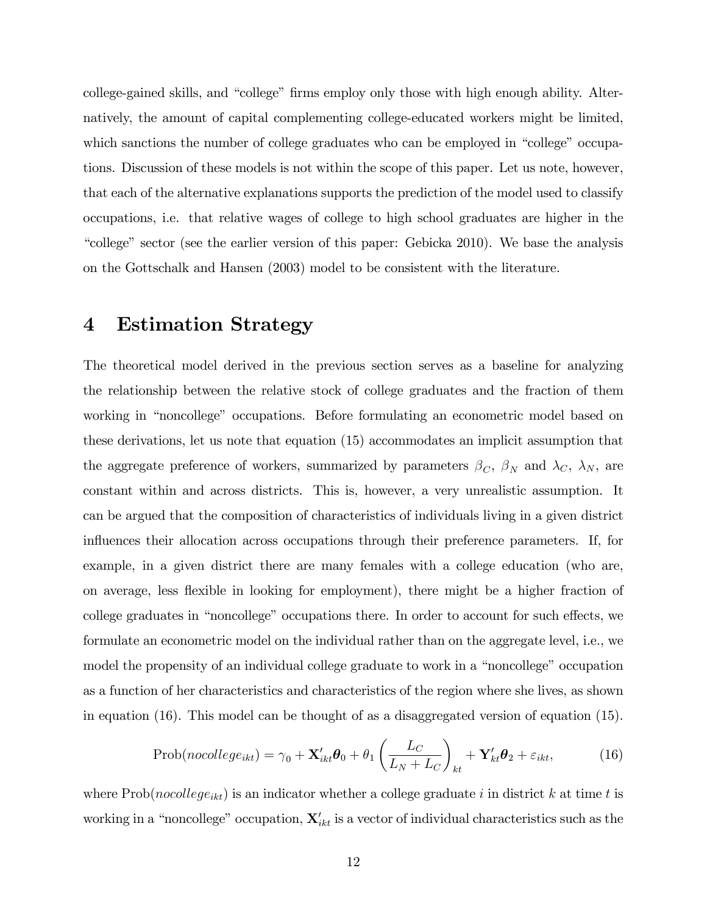college-gained skills, and "college" firms employ only those with high enough ability. Alternatively, the amount of capital complementing college-educated workers might be limited, which sanctions the number of college graduates who can be employed in "college" occupations. Discussion of these models is not within the scope of this paper. Let us note, however, that each of the alternative explanations supports the prediction of the model used to classify occupations, i.e. that relative wages of college to high school graduates are higher in the "college" sector (see the earlier version of this paper: Gebicka 2010). We base the analysis on the Gottschalk and Hansen (2003) model to be consistent with the literature.

# 4 Estimation Strategy

The theoretical model derived in the previous section serves as a baseline for analyzing the relationship between the relative stock of college graduates and the fraction of them working in "noncollege" occupations. Before formulating an econometric model based on these derivations, let us note that equation (15) accommodates an implicit assumption that the aggregate preference of workers, summarized by parameters $\beta_C$, $\beta_N$ and $\lambda_C$, $\lambda_N$, are constant within and across districts. This is, however, a very unrealistic assumption. It can be argued that the composition of characteristics of individuals living in a given district influences their allocation across occupations through their preference parameters. If, for example, in a given district there are many females with a college education (who are, on average, less flexible in looking for employment), there might be a higher fraction of college graduates in "noncollege" occupations there. In order to account for such effects, we formulate an econometric model on the individual rather than on the aggregate level, i.e., we model the propensity of an individual college graduate to work in a "noncollege" occupation as a function of her characteristics and characteristics of the region where she lives, as shown in equation (16). This model can be thought of as a disaggregated version of equation (15).

$$\text{Prob}(nocollege_{ikt}) = \gamma_0 + \mathbf{X}'_{ikt}\boldsymbol{\theta}_0 + \theta_1 \left(\frac{L_C}{L_N + L_C}\right)_{kt} + \mathbf{Y}'_{kt}\boldsymbol{\theta}_2 + \varepsilon_{ikt}, \tag{16}$$

where $\text{Prob}(nocollege_{ikt})$ is an indicator whether a college graduate $i$ in district $k$ at time $t$ is working in a "noncollege" occupation, $\mathbf{X}'_{ikt}$ is a vector of individual characteristics such as the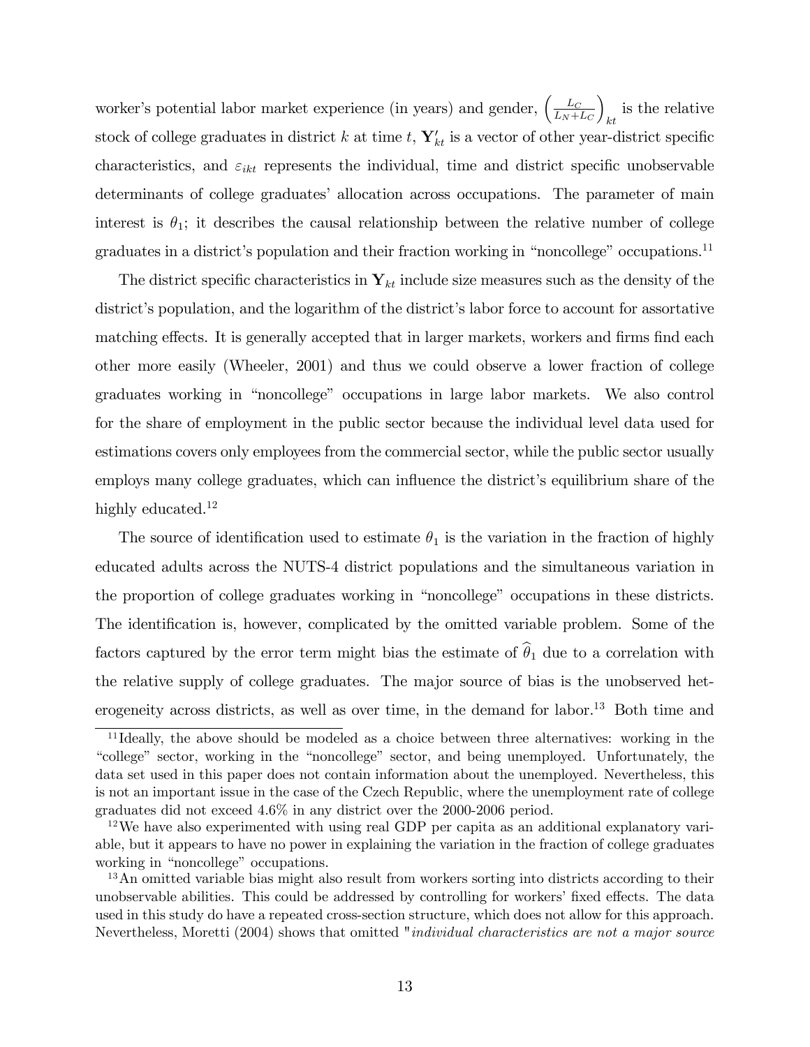worker's potential labor market experience (in years) and gender, $\left(\frac{L_C}{L_N+L_C}\right)_{kt}$ is the relative stock of college graduates in district $k$ at time $t$, $\mathbf{Y}'_{kt}$ is a vector of other year-district specific characteristics, and $\varepsilon_{ikt}$ represents the individual, time and district specific unobservable determinants of college graduates' allocation across occupations. The parameter of main interest is $\theta_1$; it describes the causal relationship between the relative number of college graduates in a district's population and their fraction working in "noncollege" occupations.[11]

The district specific characteristics in $\mathbf{Y}_{kt}$ include size measures such as the density of the district's population, and the logarithm of the district's labor force to account for assortative matching effects. It is generally accepted that in larger markets, workers and firms find each other more easily (Wheeler, 2001) and thus we could observe a lower fraction of college graduates working in "noncollege" occupations in large labor markets. We also control for the share of employment in the public sector because the individual level data used for estimations covers only employees from the commercial sector, while the public sector usually employs many college graduates, which can influence the district's equilibrium share of the highly educated.[12]

The source of identification used to estimate $\theta_1$ is the variation in the fraction of highly educated adults across the NUTS-4 district populations and the simultaneous variation in the proportion of college graduates working in "noncollege" occupations in these districts. The identification is, however, complicated by the omitted variable problem. Some of the factors captured by the error term might bias the estimate of $\widehat{\theta}_1$ due to a correlation with the relative supply of college graduates. The major source of bias is the unobserved heterogeneity across districts, as well as over time, in the demand for labor.[13] Both time and

[11] Ideally, the above should be modeled as a choice between three alternatives: working in the "college" sector, working in the "noncollege" sector, and being unemployed. Unfortunately, the data set used in this paper does not contain information about the unemployed. Nevertheless, this is not an important issue in the case of the Czech Republic, where the unemployment rate of college graduates did not exceed 4.6% in any district over the 2000-2006 period.

[12] We have also experimented with using real GDP per capita as an additional explanatory variable, but it appears to have no power in explaining the variation in the fraction of college graduates working in "noncollege" occupations.

[13] An omitted variable bias might also result from workers sorting into districts according to their unobservable abilities. This could be addressed by controlling for workers' fixed effects. The data used in this study do have a repeated cross-section structure, which does not allow for this approach. Nevertheless, Moretti (2004) shows that omitted "*individual characteristics are not a major source*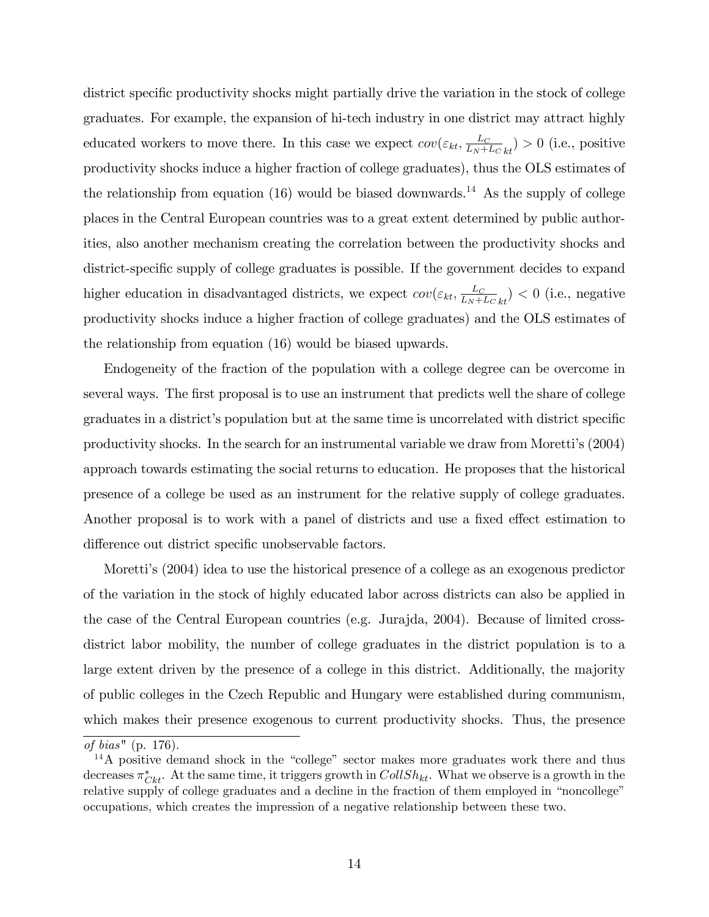district specific productivity shocks might partially drive the variation in the stock of college graduates. For example, the expansion of hi-tech industry in one district may attract highly educated workers to move there. In this case we expect $cov(\varepsilon_{kt}, \frac{L_C}{L_N+L_C}_{kt}) > 0$ (i.e., positive productivity shocks induce a higher fraction of college graduates), thus the OLS estimates of the relationship from equation (16) would be biased downwards.[14] As the supply of college places in the Central European countries was to a great extent determined by public authorities, also another mechanism creating the correlation between the productivity shocks and district-specific supply of college graduates is possible. If the government decides to expand higher education in disadvantaged districts, we expect $cov(\varepsilon_{kt}, \frac{L_C}{L_N+L_C}_{kt}) < 0$ (i.e., negative productivity shocks induce a higher fraction of college graduates) and the OLS estimates of the relationship from equation (16) would be biased upwards.

Endogeneity of the fraction of the population with a college degree can be overcome in several ways. The first proposal is to use an instrument that predicts well the share of college graduates in a district's population but at the same time is uncorrelated with district specific productivity shocks. In the search for an instrumental variable we draw from Moretti's (2004) approach towards estimating the social returns to education. He proposes that the historical presence of a college be used as an instrument for the relative supply of college graduates. Another proposal is to work with a panel of districts and use a fixed effect estimation to difference out district specific unobservable factors.

Moretti's (2004) idea to use the historical presence of a college as an exogenous predictor of the variation in the stock of highly educated labor across districts can also be applied in the case of the Central European countries (e.g. Jurajda, 2004). Because of limited cross-district labor mobility, the number of college graduates in the district population is to a large extent driven by the presence of a college in this district. Additionally, the majority of public colleges in the Czech Republic and Hungary were established during communism, which makes their presence exogenous to current productivity shocks. Thus, the presence

---

*of bias*" (p. 176).

[14] A positive demand shock in the "college" sector makes more graduates work there and thus decreases $\pi^*_{Ckt}$. At the same time, it triggers growth in $CollSh_{kt}$. What we observe is a growth in the relative supply of college graduates and a decline in the fraction of them employed in "noncollege" occupations, which creates the impression of a negative relationship between these two.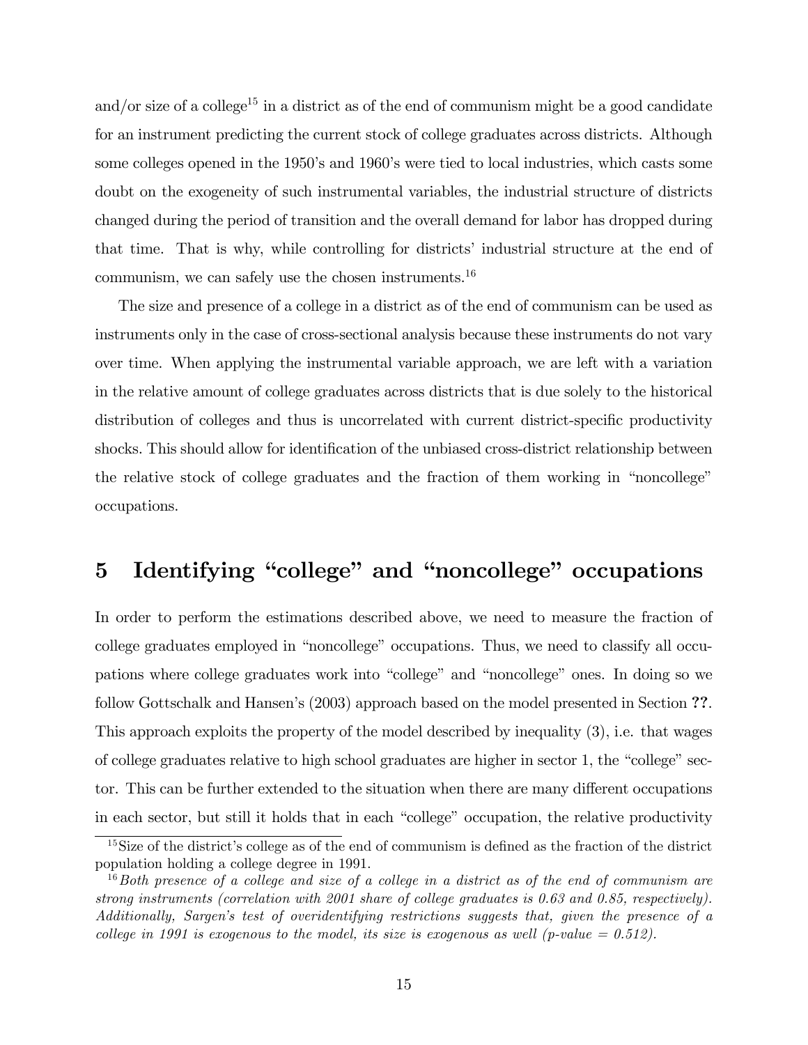and/or size of a college[15] in a district as of the end of communism might be a good candidate for an instrument predicting the current stock of college graduates across districts. Although some colleges opened in the 1950's and 1960's were tied to local industries, which casts some doubt on the exogeneity of such instrumental variables, the industrial structure of districts changed during the period of transition and the overall demand for labor has dropped during that time. That is why, while controlling for districts' industrial structure at the end of communism, we can safely use the chosen instruments.[16]

The size and presence of a college in a district as of the end of communism can be used as instruments only in the case of cross-sectional analysis because these instruments do not vary over time. When applying the instrumental variable approach, we are left with a variation in the relative amount of college graduates across districts that is due solely to the historical distribution of colleges and thus is uncorrelated with current district-specific productivity shocks. This should allow for identification of the unbiased cross-district relationship between the relative stock of college graduates and the fraction of them working in "noncollege" occupations.

# 5 Identifying "college" and "noncollege" occupations

In order to perform the estimations described above, we need to measure the fraction of college graduates employed in "noncollege" occupations. Thus, we need to classify all occupations where college graduates work into "college" and "noncollege" ones. In doing so we follow Gottschalk and Hansen's (2003) approach based on the model presented in Section **??**. This approach exploits the property of the model described by inequality (3), i.e. that wages of college graduates relative to high school graduates are higher in sector 1, the "college" sector. This can be further extended to the situation when there are many different occupations in each sector, but still it holds that in each "college" occupation, the relative productivity

[15] Size of the district's college as of the end of communism is defined as the fraction of the district population holding a college degree in 1991.

[16] *Both presence of a college and size of a college in a district as of the end of communism are strong instruments (correlation with 2001 share of college graduates is 0.63 and 0.85, respectively). Additionally, Sargen's test of overidentifying restrictions suggests that, given the presence of a college in 1991 is exogenous to the model, its size is exogenous as well (p-value = 0.512).*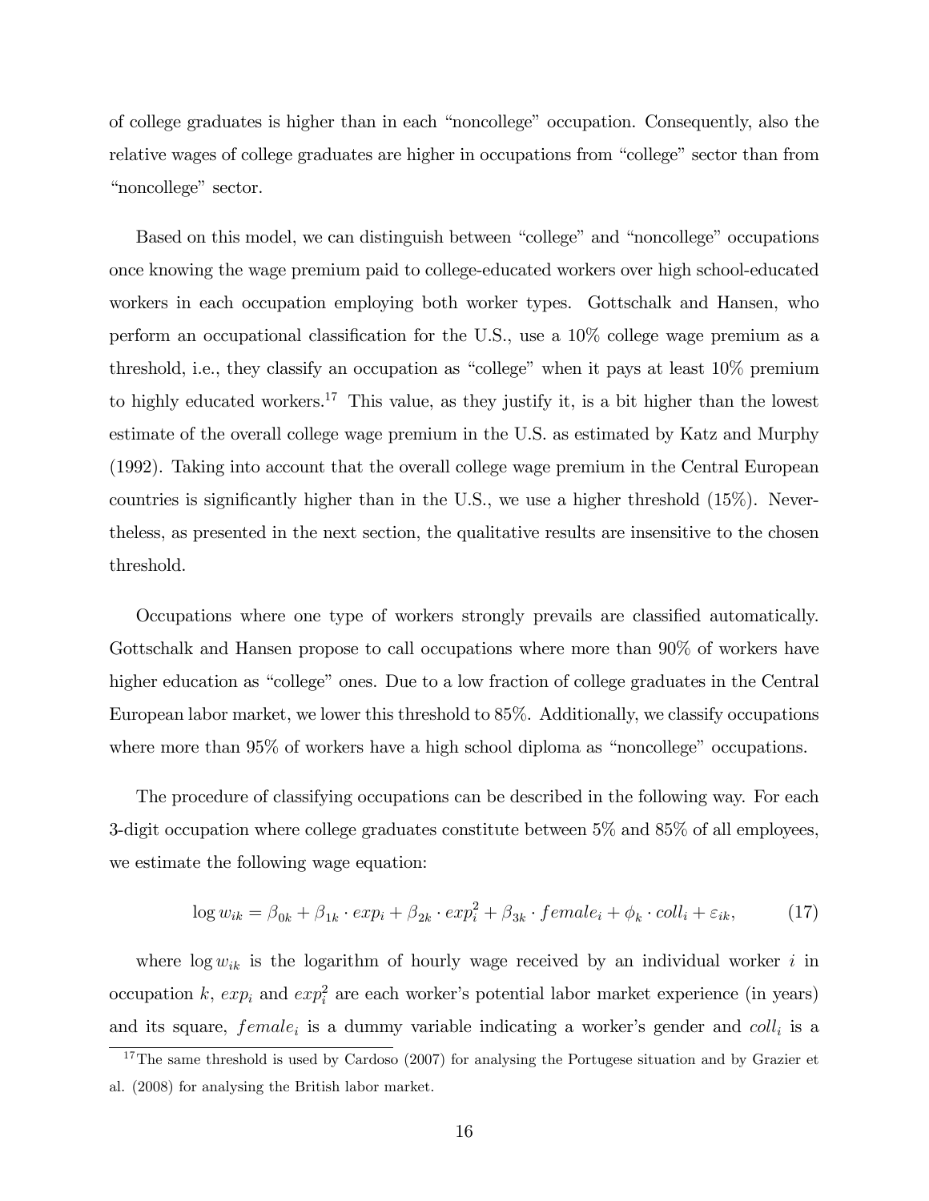of college graduates is higher than in each "noncollege" occupation. Consequently, also the relative wages of college graduates are higher in occupations from "college" sector than from "noncollege" sector.

Based on this model, we can distinguish between "college" and "noncollege" occupations once knowing the wage premium paid to college-educated workers over high school-educated workers in each occupation employing both worker types. Gottschalk and Hansen, who perform an occupational classification for the U.S., use a 10% college wage premium as a threshold, i.e., they classify an occupation as "college" when it pays at least 10% premium to highly educated workers.[17] This value, as they justify it, is a bit higher than the lowest estimate of the overall college wage premium in the U.S. as estimated by Katz and Murphy (1992). Taking into account that the overall college wage premium in the Central European countries is significantly higher than in the U.S., we use a higher threshold (15%). Nevertheless, as presented in the next section, the qualitative results are insensitive to the chosen threshold.

Occupations where one type of workers strongly prevails are classified automatically. Gottschalk and Hansen propose to call occupations where more than 90% of workers have higher education as "college" ones. Due to a low fraction of college graduates in the Central European labor market, we lower this threshold to 85%. Additionally, we classify occupations where more than 95% of workers have a high school diploma as "noncollege" occupations.

The procedure of classifying occupations can be described in the following way. For each 3-digit occupation where college graduates constitute between 5% and 85% of all employees, we estimate the following wage equation:

$$\log w_{ik} = \beta_{0k} + \beta_{1k} \cdot exp_i + \beta_{2k} \cdot exp_i^2 + \beta_{3k} \cdot female_i + \phi_k \cdot coll_i + \varepsilon_{ik}, \tag{17}$$

where $\log w_{ik}$ is the logarithm of hourly wage received by an individual worker $i$ in occupation $k$, $exp_i$ and $exp_i^2$ are each worker's potential labor market experience (in years) and its square, $female_i$ is a dummy variable indicating a worker's gender and $coll_i$ is a

[17] The same threshold is used by Cardoso (2007) for analysing the Portugese situation and by Grazier et al. (2008) for analysing the British labor market.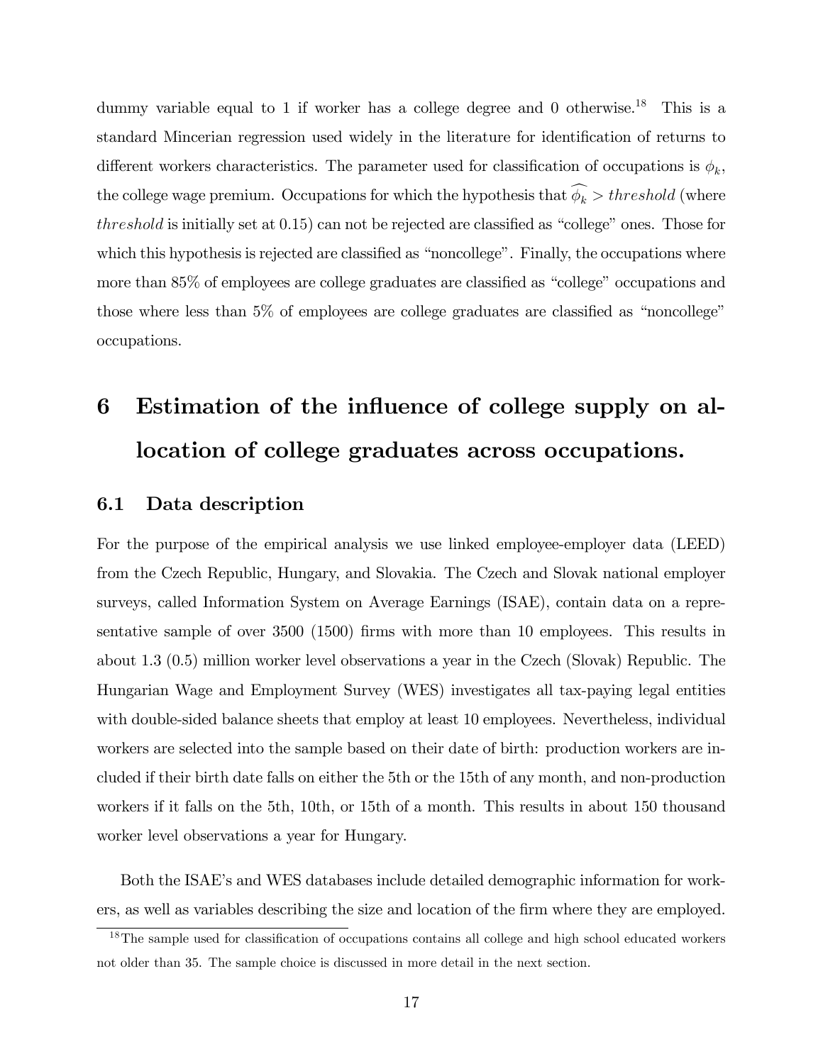dummy variable equal to 1 if worker has a college degree and 0 otherwise.[18] This is a standard Mincerian regression used widely in the literature for identification of returns to different workers characteristics. The parameter used for classification of occupations is $\phi_k$, the college wage premium. Occupations for which the hypothesis that $\widehat{\phi_k} > threshold$ (where $threshold$ is initially set at 0.15) can not be rejected are classified as "college" ones. Those for which this hypothesis is rejected are classified as "noncollege". Finally, the occupations where more than 85% of employees are college graduates are classified as "college" occupations and those where less than 5% of employees are college graduates are classified as "noncollege" occupations.

# 6 Estimation of the influence of college supply on allocation of college graduates across occupations.

## 6.1 Data description

For the purpose of the empirical analysis we use linked employee-employer data (LEED) from the Czech Republic, Hungary, and Slovakia. The Czech and Slovak national employer surveys, called Information System on Average Earnings (ISAE), contain data on a representative sample of over 3500 (1500) firms with more than 10 employees. This results in about 1.3 (0.5) million worker level observations a year in the Czech (Slovak) Republic. The Hungarian Wage and Employment Survey (WES) investigates all tax-paying legal entities with double-sided balance sheets that employ at least 10 employees. Nevertheless, individual workers are selected into the sample based on their date of birth: production workers are included if their birth date falls on either the 5th or the 15th of any month, and non-production workers if it falls on the 5th, 10th, or 15th of a month. This results in about 150 thousand worker level observations a year for Hungary.

Both the ISAE's and WES databases include detailed demographic information for workers, as well as variables describing the size and location of the firm where they are employed.

[18] The sample used for classification of occupations contains all college and high school educated workers not older than 35. The sample choice is discussed in more detail in the next section.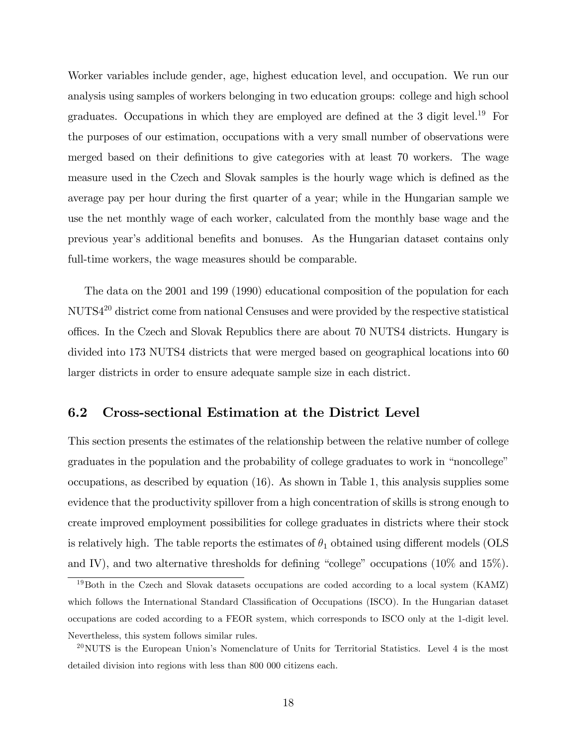Worker variables include gender, age, highest education level, and occupation. We run our analysis using samples of workers belonging in two education groups: college and high school graduates. Occupations in which they are employed are defined at the 3 digit level.[19] For the purposes of our estimation, occupations with a very small number of observations were merged based on their definitions to give categories with at least 70 workers. The wage measure used in the Czech and Slovak samples is the hourly wage which is defined as the average pay per hour during the first quarter of a year; while in the Hungarian sample we use the net monthly wage of each worker, calculated from the monthly base wage and the previous year's additional benefits and bonuses. As the Hungarian dataset contains only full-time workers, the wage measures should be comparable.

The data on the 2001 and 199 (1990) educational composition of the population for each NUTS4[20] district come from national Censuses and were provided by the respective statistical offices. In the Czech and Slovak Republics there are about 70 NUTS4 districts. Hungary is divided into 173 NUTS4 districts that were merged based on geographical locations into 60 larger districts in order to ensure adequate sample size in each district.

## 6.2 Cross-sectional Estimation at the District Level

This section presents the estimates of the relationship between the relative number of college graduates in the population and the probability of college graduates to work in "noncollege" occupations, as described by equation (16). As shown in Table 1, this analysis supplies some evidence that the productivity spillover from a high concentration of skills is strong enough to create improved employment possibilities for college graduates in districts where their stock is relatively high. The table reports the estimates of $\theta_1$ obtained using different models (OLS and IV), and two alternative thresholds for defining "college" occupations (10% and 15%).

[19] Both in the Czech and Slovak datasets occupations are coded according to a local system (KAMZ) which follows the International Standard Classification of Occupations (ISCO). In the Hungarian dataset occupations are coded according to a FEOR system, which corresponds to ISCO only at the 1-digit level. Nevertheless, this system follows similar rules.

[20] NUTS is the European Union's Nomenclature of Units for Territorial Statistics. Level 4 is the most detailed division into regions with less than 800 000 citizens each.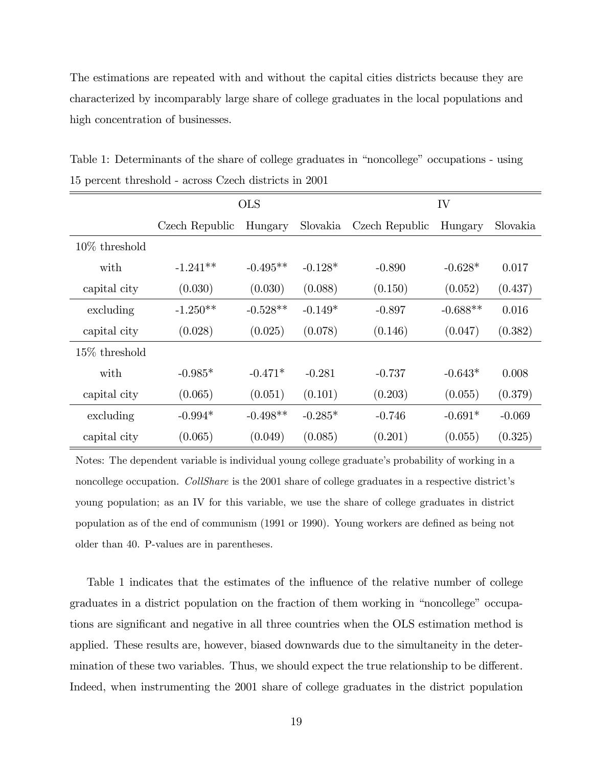The estimations are repeated with and without the capital cities districts because they are characterized by incomparably large share of college graduates in the local populations and high concentration of businesses.

Table 1: Determinants of the share of college graduates in "noncollege" occupations - using 15 percent threshold - across Czech districts in 2001

| | OLS | | | IV | | |
|---|---|---|---|---|---|---|
| | Czech Republic | Hungary | Slovakia | Czech Republic | Hungary | Slovakia |
| 10% threshold | | | | | | |
| with | -1.241** | -0.495** | -0.128* | -0.890 | -0.628* | 0.017 |
| capital city | (0.030) | (0.030) | (0.088) | (0.150) | (0.052) | (0.437) |
| excluding | -1.250** | -0.528** | -0.149* | -0.897 | -0.688** | 0.016 |
| capital city | (0.028) | (0.025) | (0.078) | (0.146) | (0.047) | (0.382) |
| 15% threshold | | | | | | |
| with | -0.985* | -0.471* | -0.281 | -0.737 | -0.643* | 0.008 |
| capital city | (0.065) | (0.051) | (0.101) | (0.203) | (0.055) | (0.379) |
| excluding | -0.994* | -0.498** | -0.285* | -0.746 | -0.691* | -0.069 |
| capital city | (0.065) | (0.049) | (0.085) | (0.201) | (0.055) | (0.325) |

Notes: The dependent variable is individual young college graduate's probability of working in a noncollege occupation. *CollShare* is the 2001 share of college graduates in a respective district's young population; as an IV for this variable, we use the share of college graduates in district population as of the end of communism (1991 or 1990). Young workers are defined as being not older than 40. P-values are in parentheses.

Table 1 indicates that the estimates of the influence of the relative number of college graduates in a district population on the fraction of them working in "noncollege" occupations are significant and negative in all three countries when the OLS estimation method is applied. These results are, however, biased downwards due to the simultaneity in the determination of these two variables. Thus, we should expect the true relationship to be different. Indeed, when instrumenting the 2001 share of college graduates in the district population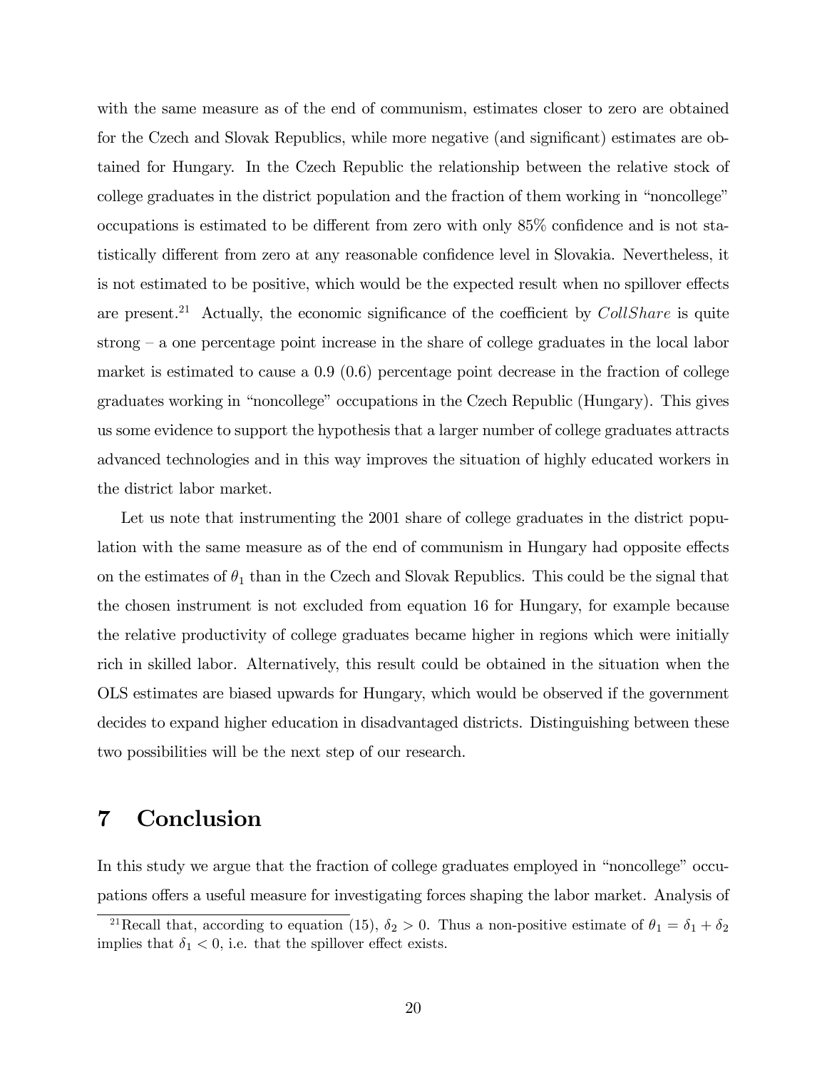with the same measure as of the end of communism, estimates closer to zero are obtained for the Czech and Slovak Republics, while more negative (and significant) estimates are obtained for Hungary. In the Czech Republic the relationship between the relative stock of college graduates in the district population and the fraction of them working in "noncollege" occupations is estimated to be different from zero with only 85% confidence and is not statistically different from zero at any reasonable confidence level in Slovakia. Nevertheless, it is not estimated to be positive, which would be the expected result when no spillover effects are present.[21] Actually, the economic significance of the coefficient by $CollShare$ is quite strong – a one percentage point increase in the share of college graduates in the local labor market is estimated to cause a 0.9 (0.6) percentage point decrease in the fraction of college graduates working in "noncollege" occupations in the Czech Republic (Hungary). This gives us some evidence to support the hypothesis that a larger number of college graduates attracts advanced technologies and in this way improves the situation of highly educated workers in the district labor market.

Let us note that instrumenting the 2001 share of college graduates in the district population with the same measure as of the end of communism in Hungary had opposite effects on the estimates of $\theta_1$ than in the Czech and Slovak Republics. This could be the signal that the chosen instrument is not excluded from equation 16 for Hungary, for example because the relative productivity of college graduates became higher in regions which were initially rich in skilled labor. Alternatively, this result could be obtained in the situation when the OLS estimates are biased upwards for Hungary, which would be observed if the government decides to expand higher education in disadvantaged districts. Distinguishing between these two possibilities will be the next step of our research.

# 7 Conclusion

In this study we argue that the fraction of college graduates employed in "noncollege" occupations offers a useful measure for investigating forces shaping the labor market. Analysis of

[21] Recall that, according to equation (15), $\delta_2 > 0$. Thus a non-positive estimate of $\theta_1 = \delta_1 + \delta_2$ implies that $\delta_1 < 0$, i.e. that the spillover effect exists.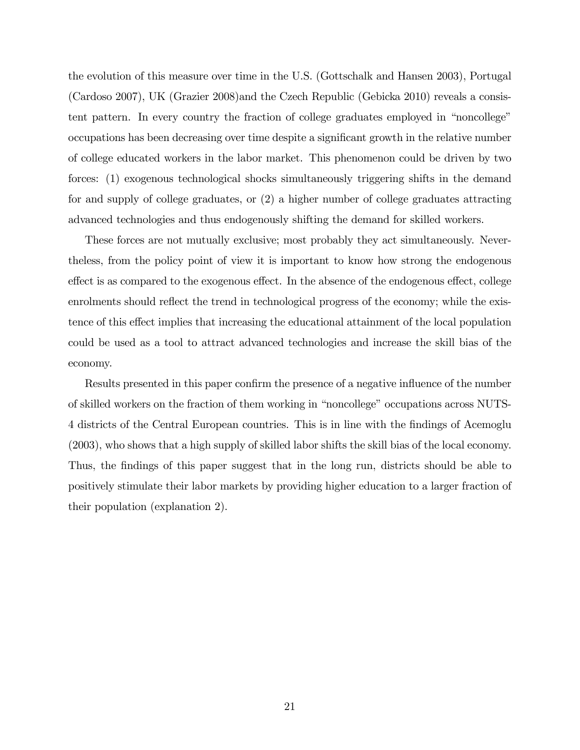the evolution of this measure over time in the U.S. (Gottschalk and Hansen 2003), Portugal (Cardoso 2007), UK (Grazier 2008)and the Czech Republic (Gebicka 2010) reveals a consistent pattern. In every country the fraction of college graduates employed in "noncollege" occupations has been decreasing over time despite a significant growth in the relative number of college educated workers in the labor market. This phenomenon could be driven by two forces: (1) exogenous technological shocks simultaneously triggering shifts in the demand for and supply of college graduates, or (2) a higher number of college graduates attracting advanced technologies and thus endogenously shifting the demand for skilled workers.

These forces are not mutually exclusive; most probably they act simultaneously. Nevertheless, from the policy point of view it is important to know how strong the endogenous effect is as compared to the exogenous effect. In the absence of the endogenous effect, college enrolments should reflect the trend in technological progress of the economy; while the existence of this effect implies that increasing the educational attainment of the local population could be used as a tool to attract advanced technologies and increase the skill bias of the economy.

Results presented in this paper confirm the presence of a negative influence of the number of skilled workers on the fraction of them working in "noncollege" occupations across NUTS-4 districts of the Central European countries. This is in line with the findings of Acemoglu (2003), who shows that a high supply of skilled labor shifts the skill bias of the local economy. Thus, the findings of this paper suggest that in the long run, districts should be able to positively stimulate their labor markets by providing higher education to a larger fraction of their population (explanation 2).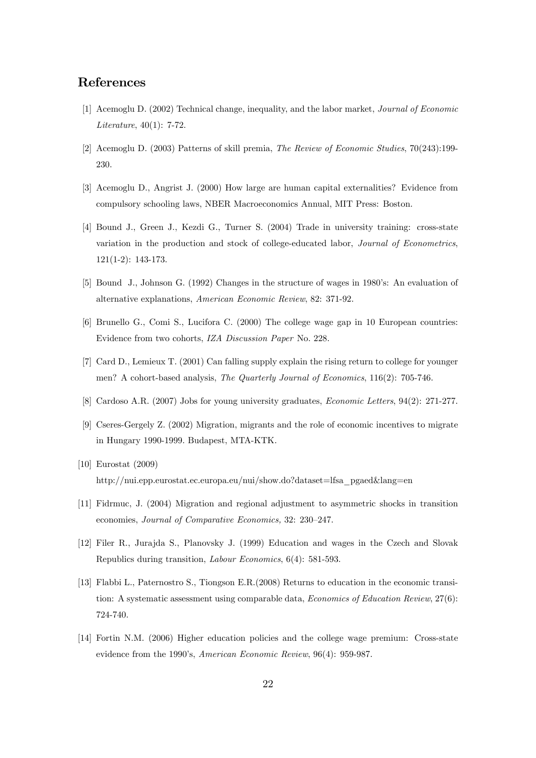## References

[1] Acemoglu D. (2002) Technical change, inequality, and the labor market, *Journal of Economic Literature*, 40(1): 7-72.

[2] Acemoglu D. (2003) Patterns of skill premia, *The Review of Economic Studies*, 70(243):199-230.

[3] Acemoglu D., Angrist J. (2000) How large are human capital externalities? Evidence from compulsory schooling laws, NBER Macroeconomics Annual, MIT Press: Boston.

[4] Bound J., Green J., Kezdi G., Turner S. (2004) Trade in university training: cross-state variation in the production and stock of college-educated labor, *Journal of Econometrics*, 121(1-2): 143-173.

[5] Bound J., Johnson G. (1992) Changes in the structure of wages in 1980's: An evaluation of alternative explanations, *American Economic Review*, 82: 371-92.

[6] Brunello G., Comi S., Lucifora C. (2000) The college wage gap in 10 European countries: Evidence from two cohorts, *IZA Discussion Paper* No. 228.

[7] Card D., Lemieux T. (2001) Can falling supply explain the rising return to college for younger men? A cohort-based analysis, *The Quarterly Journal of Economics*, 116(2): 705-746.

[8] Cardoso A.R. (2007) Jobs for young university graduates, *Economic Letters*, 94(2): 271-277.

[9] Cseres-Gergely Z. (2002) Migration, migrants and the role of economic incentives to migrate in Hungary 1990-1999. Budapest, MTA-KTK.

[10] Eurostat (2009)
http://nui.epp.eurostat.ec.europa.eu/nui/show.do?dataset=lfsa_pgaed&lang=en

[11] Fidrmuc, J. (2004) Migration and regional adjustment to asymmetric shocks in transition economies, *Journal of Comparative Economics,* 32: 230–247.

[12] Filer R., Jurajda S., Planovsky J. (1999) Education and wages in the Czech and Slovak Republics during transition, *Labour Economics*, 6(4): 581-593.

[13] Flabbi L., Paternostro S., Tiongson E.R.(2008) Returns to education in the economic transition: A systematic assessment using comparable data, *Economics of Education Review*, 27(6): 724-740.

[14] Fortin N.M. (2006) Higher education policies and the college wage premium: Cross-state evidence from the 1990's, *American Economic Review*, 96(4): 959-987.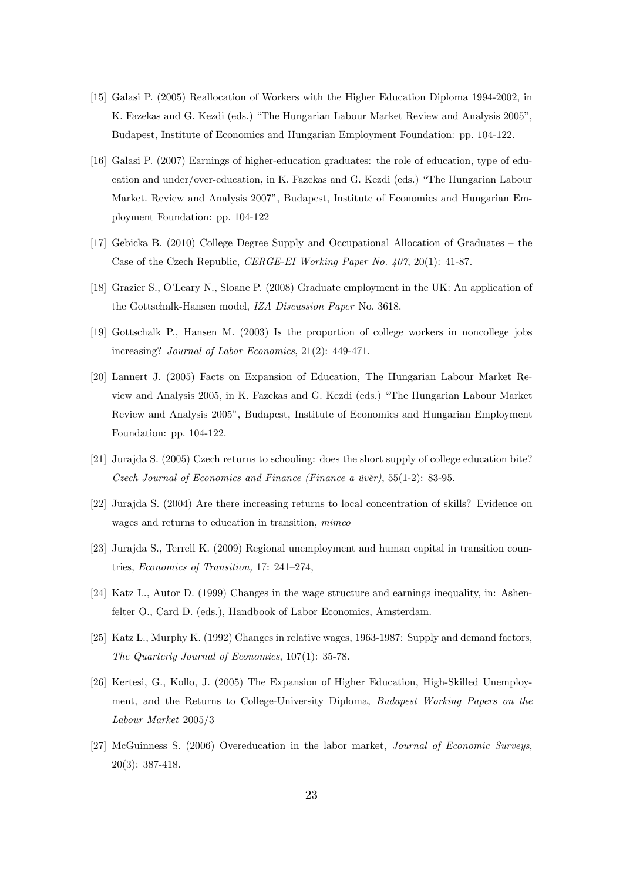[15] Galasi P. (2005) Reallocation of Workers with the Higher Education Diploma 1994-2002, in K. Fazekas and G. Kezdi (eds.) "The Hungarian Labour Market Review and Analysis 2005", Budapest, Institute of Economics and Hungarian Employment Foundation: pp. 104-122.

[16] Galasi P. (2007) Earnings of higher-education graduates: the role of education, type of education and under/over-education, in K. Fazekas and G. Kezdi (eds.) "The Hungarian Labour Market. Review and Analysis 2007", Budapest, Institute of Economics and Hungarian Employment Foundation: pp. 104-122

[17] Gebicka B. (2010) College Degree Supply and Occupational Allocation of Graduates – the Case of the Czech Republic, *CERGE-EI Working Paper No. 407*, 20(1): 41-87.

[18] Grazier S., O'Leary N., Sloane P. (2008) Graduate employment in the UK: An application of the Gottschalk-Hansen model, *IZA Discussion Paper* No. 3618.

[19] Gottschalk P., Hansen M. (2003) Is the proportion of college workers in noncollege jobs increasing? *Journal of Labor Economics*, 21(2): 449-471.

[20] Lannert J. (2005) Facts on Expansion of Education, The Hungarian Labour Market Review and Analysis 2005, in K. Fazekas and G. Kezdi (eds.) "The Hungarian Labour Market Review and Analysis 2005", Budapest, Institute of Economics and Hungarian Employment Foundation: pp. 104-122.

[21] Jurajda S. (2005) Czech returns to schooling: does the short supply of college education bite? *Czech Journal of Economics and Finance (Finance a úvěr)*, 55(1-2): 83-95.

[22] Jurajda S. (2004) Are there increasing returns to local concentration of skills? Evidence on wages and returns to education in transition, *mimeo*

[23] Jurajda S., Terrell K. (2009) Regional unemployment and human capital in transition countries, *Economics of Transition,* 17: 241–274,

[24] Katz L., Autor D. (1999) Changes in the wage structure and earnings inequality, in: Ashenfelter O., Card D. (eds.), Handbook of Labor Economics, Amsterdam.

[25] Katz L., Murphy K. (1992) Changes in relative wages, 1963-1987: Supply and demand factors, *The Quarterly Journal of Economics*, 107(1): 35-78.

[26] Kertesi, G., Kollo, J. (2005) The Expansion of Higher Education, High-Skilled Unemployment, and the Returns to College-University Diploma, *Budapest Working Papers on the Labour Market* 2005/3

[27] McGuinness S. (2006) Overeducation in the labor market, *Journal of Economic Surveys*, 20(3): 387-418.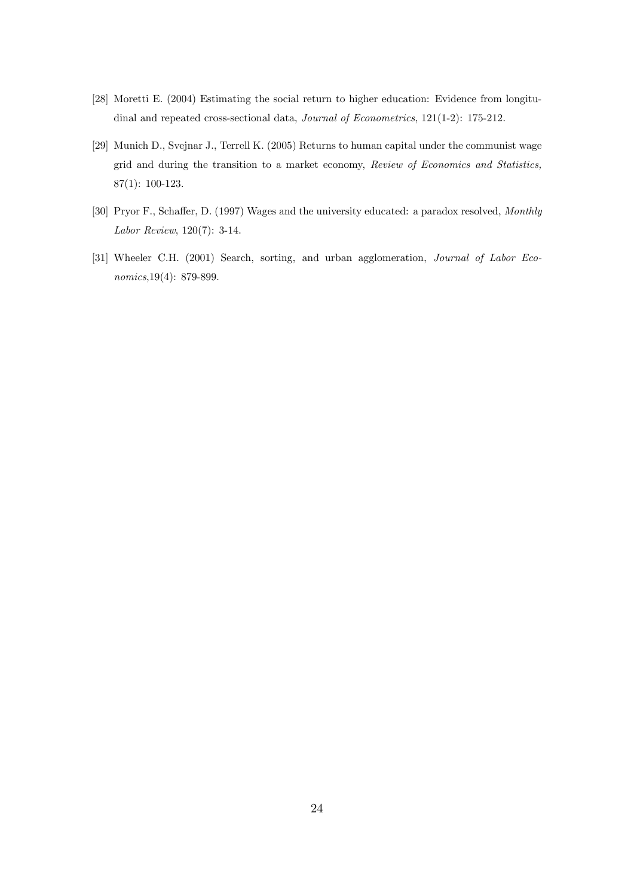[28] Moretti E. (2004) Estimating the social return to higher education: Evidence from longitudinal and repeated cross-sectional data, *Journal of Econometrics*, 121(1-2): 175-212.

[29] Munich D., Svejnar J., Terrell K. (2005) Returns to human capital under the communist wage grid and during the transition to a market economy, *Review of Economics and Statistics,* 87(1): 100-123.

[30] Pryor F., Schaffer, D. (1997) Wages and the university educated: a paradox resolved, *Monthly Labor Review*, 120(7): 3-14.

[31] Wheeler C.H. (2001) Search, sorting, and urban agglomeration, *Journal of Labor Economics*,19(4): 879-899.